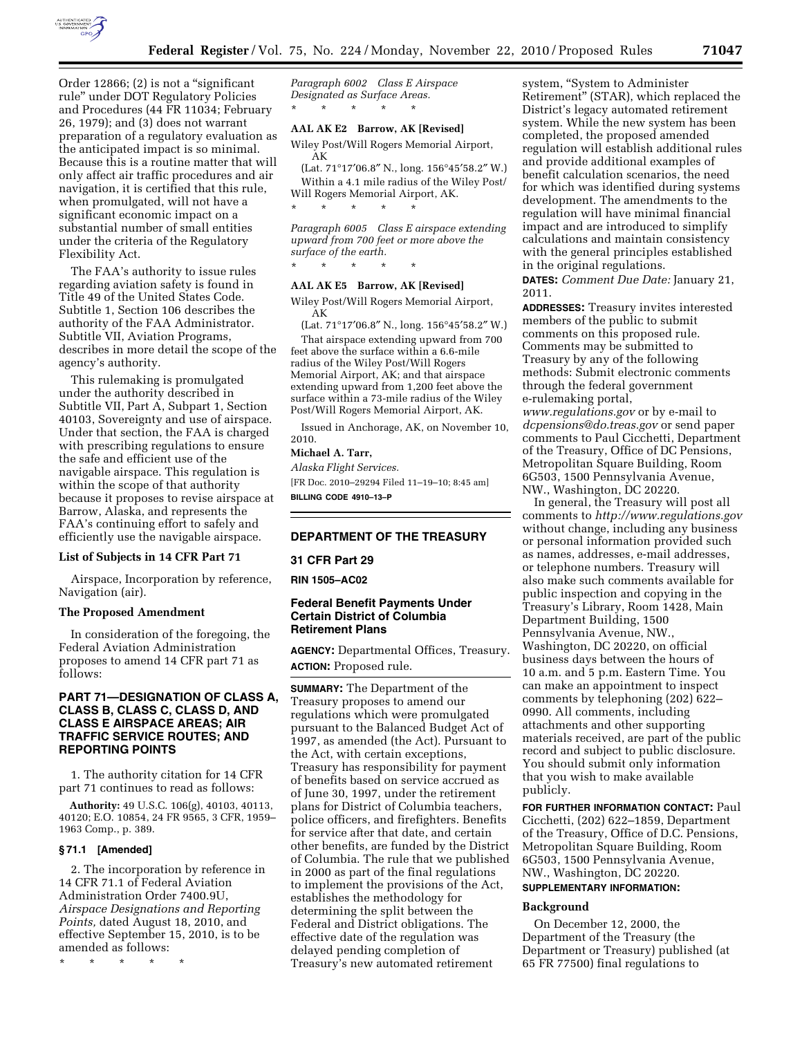Order 12866; (2) is not a "significant rule" under DOT Regulatory Policies and Procedures (44 FR 11034; February 26, 1979); and (3) does not warrant preparation of a regulatory evaluation as the anticipated impact is so minimal. Because this is a routine matter that will only affect air traffic procedures and air navigation, it is certified that this rule, when promulgated, will not have a significant economic impact on a substantial number of small entities under the criteria of the Regulatory Flexibility Act.

The FAA's authority to issue rules regarding aviation safety is found in Title 49 of the United States Code. Subtitle 1, Section 106 describes the authority of the FAA Administrator. Subtitle VII, Aviation Programs, describes in more detail the scope of the agency's authority.

This rulemaking is promulgated under the authority described in Subtitle VII, Part A, Subpart 1, Section 40103, Sovereignty and use of airspace. Under that section, the FAA is charged with prescribing regulations to ensure the safe and efficient use of the navigable airspace. This regulation is within the scope of that authority because it proposes to revise airspace at Barrow, Alaska, and represents the FAA's continuing effort to safely and efficiently use the navigable airspace.

### List of Subjects in 14 CFR Part 71

Airspace, Incorporation by reference, Navigation (air).

### The Proposed Amendment

In consideration of the foregoing, the Federal Aviation Administration proposes to amend 14 CFR part 71 as follows:

## PART 71—DESIGNATION OF CLASS A, CLASS B, CLASS C, CLASS D, AND CLASS E AIRSPACE AREAS; AIR TRAFFIC SERVICE ROUTES; AND REPORTING POINTS

1. The authority citation for 14 CFR part 71 continues to read as follows:

**Authority:** 49 U.S.C. 106(g), 40103, 40113, 40120; E.O. 10854, 24 FR 9565, 3 CFR, 1959–1963 Comp., p. 389.

### § 71.1 [Amended]

2. The incorporation by reference in 14 CFR 71.1 of Federal Aviation Administration Order 7400.9U, *Airspace Designations and Reporting Points,* dated August 18, 2010, and effective September 15, 2010, is to be amended as follows:

\* \* \* \* \*

*Paragraph 6002 Class E Airspace Designated as Surface Areas.*

\* \* \* \* \*

**AAL AK E2 Barrow, AK [Revised]**

Wiley Post/Will Rogers Memorial Airport, AK

(Lat. 71°17′06.8″ N., long. 156°45′58.2″ W.)

Within a 4.1 mile radius of the Wiley Post/Will Rogers Memorial Airport, AK.

\* \* \* \* \*

*Paragraph 6005 Class E airspace extending upward from 700 feet or more above the surface of the earth.*

\* \* \* \* \*

**AAL AK E5 Barrow, AK [Revised]**

Wiley Post/Will Rogers Memorial Airport, AK

(Lat. 71°17′06.8″ N., long. 156°45′58.2″ W.)

That airspace extending upward from 700 feet above the surface within a 6.6-mile radius of the Wiley Post/Will Rogers Memorial Airport, AK; and that airspace extending upward from 1,200 feet above the surface within a 73-mile radius of the Wiley Post/Will Rogers Memorial Airport, AK.

Issued in Anchorage, AK, on November 10, 2010.

**Michael A. Tarr,**

*Alaska Flight Services.*

[FR Doc. 2010–29294 Filed 11–19–10; 8:45 am]

**BILLING CODE 4910–13–P**

## DEPARTMENT OF THE TREASURY

### 31 CFR Part 29

**RIN 1505–AC02**

### Federal Benefit Payments Under Certain District of Columbia Retirement Plans

**AGENCY:** Departmental Offices, Treasury.

**ACTION:** Proposed rule.

**SUMMARY:** The Department of the Treasury proposes to amend our regulations which were promulgated pursuant to the Balanced Budget Act of 1997, as amended (the Act). Pursuant to the Act, with certain exceptions, Treasury has responsibility for payment of benefits based on service accrued as of June 30, 1997, under the retirement plans for District of Columbia teachers, police officers, and firefighters. Benefits for service after that date, and certain other benefits, are funded by the District of Columbia. The rule that we published in 2000 as part of the final regulations to implement the provisions of the Act, establishes the methodology for determining the split between the Federal and District obligations. The effective date of the regulation was delayed pending completion of Treasury's new automated retirement system, "System to Administer Retirement" (STAR), which replaced the District's legacy automated retirement system. While the new system has been completed, the proposed amended regulation will establish additional rules and provide additional examples of benefit calculation scenarios, the need for which was identified during systems development. The amendments to the regulation will have minimal financial impact and are introduced to simplify calculations and maintain consistency with the general principles established in the original regulations.

**DATES:** *Comment Due Date:* January 21, 2011.

**ADDRESSES:** Treasury invites interested members of the public to submit comments on this proposed rule. Comments may be submitted to Treasury by any of the following methods: Submit electronic comments through the federal government e-rulemaking portal, *www.regulations.gov* or by e-mail to *dcpensions@do.treas.gov* or send paper comments to Paul Cicchetti, Department of the Treasury, Office of DC Pensions, Metropolitan Square Building, Room 6G503, 1500 Pennsylvania Avenue, NW., Washington, DC 20220.

In general, the Treasury will post all comments to *http://www.regulations.gov* without change, including any business or personal information provided such as names, addresses, e-mail addresses, or telephone numbers. Treasury will also make such comments available for public inspection and copying in the Treasury's Library, Room 1428, Main Department Building, 1500 Pennsylvania Avenue, NW., Washington, DC 20220, on official business days between the hours of 10 a.m. and 5 p.m. Eastern Time. You can make an appointment to inspect comments by telephoning (202) 622–0990. All comments, including attachments and other supporting materials received, are part of the public record and subject to public disclosure. You should submit only information that you wish to make available publicly.

**FOR FURTHER INFORMATION CONTACT:** Paul Cicchetti, (202) 622–1859, Department of the Treasury, Office of D.C. Pensions, Metropolitan Square Building, Room 6G503, 1500 Pennsylvania Avenue, NW., Washington, DC 20220.

**SUPPLEMENTARY INFORMATION:**

### Background

On December 12, 2000, the Department of the Treasury (the Department or Treasury) published (at 65 FR 77500) final regulations to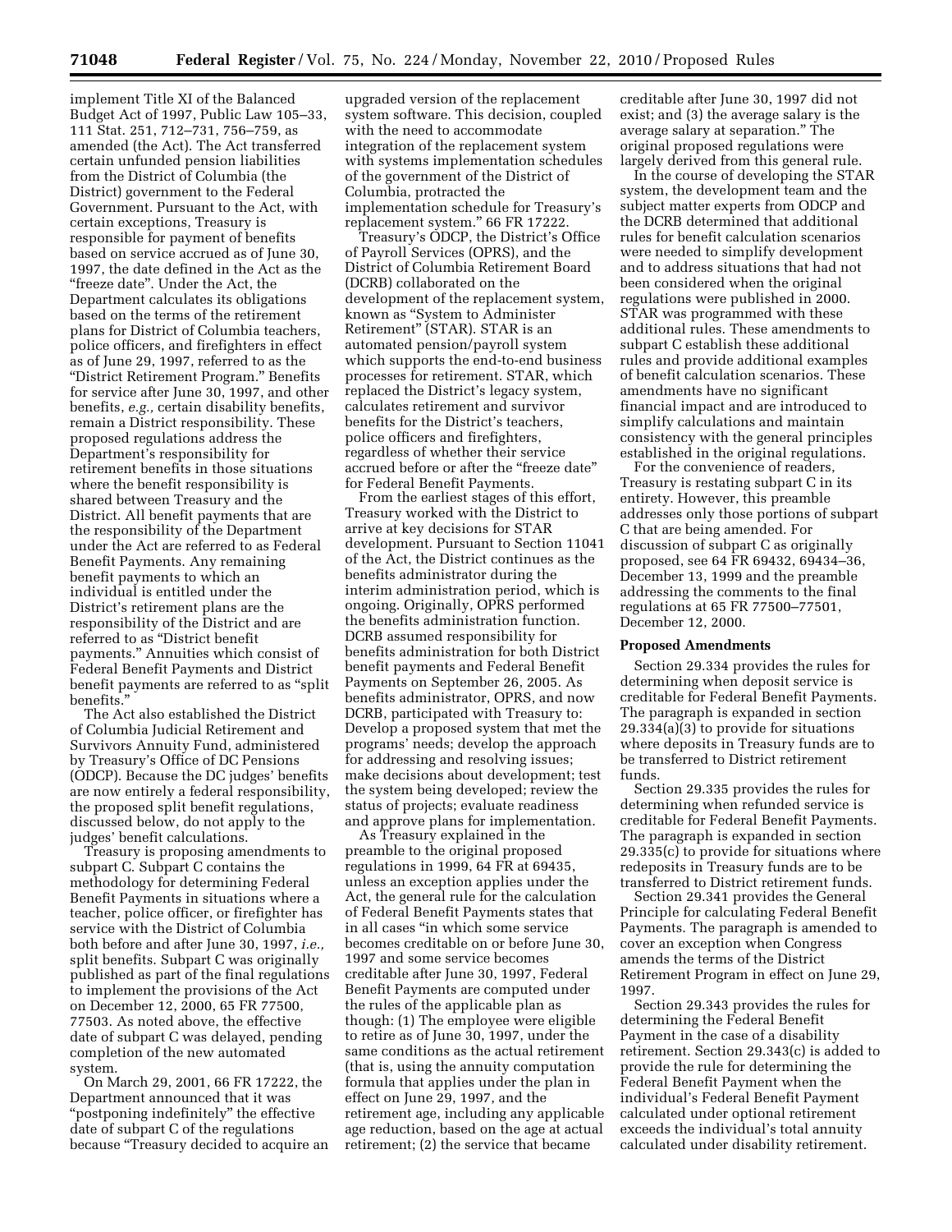implement Title XI of the Balanced Budget Act of 1997, Public Law 105–33, 111 Stat. 251, 712–731, 756–759, as amended (the Act). The Act transferred certain unfunded pension liabilities from the District of Columbia (the District) government to the Federal Government. Pursuant to the Act, with certain exceptions, Treasury is responsible for payment of benefits based on service accrued as of June 30, 1997, the date defined in the Act as the "freeze date". Under the Act, the Department calculates its obligations based on the terms of the retirement plans for District of Columbia teachers, police officers, and firefighters in effect as of June 29, 1997, referred to as the "District Retirement Program." Benefits for service after June 30, 1997, and other benefits, *e.g.,* certain disability benefits, remain a District responsibility. These proposed regulations address the Department's responsibility for retirement benefits in those situations where the benefit responsibility is shared between Treasury and the District. All benefit payments that are the responsibility of the Department under the Act are referred to as Federal Benefit Payments. Any remaining benefit payments to which an individual is entitled under the District's retirement plans are the responsibility of the District and are referred to as "District benefit payments." Annuities which consist of Federal Benefit Payments and District benefit payments are referred to as "split benefits."

The Act also established the District of Columbia Judicial Retirement and Survivors Annuity Fund, administered by Treasury's Office of DC Pensions (ODCP). Because the DC judges' benefits are now entirely a federal responsibility, the proposed split benefit regulations, discussed below, do not apply to the judges' benefit calculations.

Treasury is proposing amendments to subpart C. Subpart C contains the methodology for determining Federal Benefit Payments in situations where a teacher, police officer, or firefighter has service with the District of Columbia both before and after June 30, 1997, *i.e.,* split benefits. Subpart C was originally published as part of the final regulations to implement the provisions of the Act on December 12, 2000, 65 FR 77500, 77503. As noted above, the effective date of subpart C was delayed, pending completion of the new automated system.

On March 29, 2001, 66 FR 17222, the Department announced that it was "postponing indefinitely" the effective date of subpart C of the regulations because "Treasury decided to acquire an upgraded version of the replacement system software. This decision, coupled with the need to accommodate integration of the replacement system with systems implementation schedules of the government of the District of Columbia, protracted the implementation schedule for Treasury's replacement system." 66 FR 17222.

Treasury's ODCP, the District's Office of Payroll Services (OPRS), and the District of Columbia Retirement Board (DCRB) collaborated on the development of the replacement system, known as "System to Administer Retirement" (STAR). STAR is an automated pension/payroll system which supports the end-to-end business processes for retirement. STAR, which replaced the District's legacy system, calculates retirement and survivor benefits for the District's teachers, police officers and firefighters, regardless of whether their service accrued before or after the "freeze date" for Federal Benefit Payments.

From the earliest stages of this effort, Treasury worked with the District to arrive at key decisions for STAR development. Pursuant to Section 11041 of the Act, the District continues as the benefits administrator during the interim administration period, which is ongoing. Originally, OPRS performed the benefits administration function. DCRB assumed responsibility for benefits administration for both District benefit payments and Federal Benefit Payments on September 26, 2005. As benefits administrator, OPRS, and now DCRB, participated with Treasury to: Develop a proposed system that met the programs' needs; develop the approach for addressing and resolving issues; make decisions about development; test the system being developed; review the status of projects; evaluate readiness and approve plans for implementation.

As Treasury explained in the preamble to the original proposed regulations in 1999, 64 FR at 69435, unless an exception applies under the Act, the general rule for the calculation of Federal Benefit Payments states that in all cases "in which some service becomes creditable on or before June 30, 1997 and some service becomes creditable after June 30, 1997, Federal Benefit Payments are computed under the rules of the applicable plan as though: (1) The employee were eligible to retire as of June 30, 1997, under the same conditions as the actual retirement (that is, using the annuity computation formula that applies under the plan in effect on June 29, 1997, and the retirement age, including any applicable age reduction, based on the age at actual retirement; (2) the service that became creditable after June 30, 1997 did not exist; and (3) the average salary is the average salary at separation." The original proposed regulations were largely derived from this general rule.

In the course of developing the STAR system, the development team and the subject matter experts from ODCP and the DCRB determined that additional rules for benefit calculation scenarios were needed to simplify development and to address situations that had not been considered when the original regulations were published in 2000. STAR was programmed with these additional rules. These amendments to subpart C establish these additional rules and provide additional examples of benefit calculation scenarios. These amendments have no significant financial impact and are introduced to simplify calculations and maintain consistency with the general principles established in the original regulations.

For the convenience of readers, Treasury is restating subpart C in its entirety. However, this preamble addresses only those portions of subpart C that are being amended. For discussion of subpart C as originally proposed, see 64 FR 69432, 69434–36, December 13, 1999 and the preamble addressing the comments to the final regulations at 65 FR 77500–77501, December 12, 2000.

**Proposed Amendments**

Section 29.334 provides the rules for determining when deposit service is creditable for Federal Benefit Payments. The paragraph is expanded in section 29.334(a)(3) to provide for situations where deposits in Treasury funds are to be transferred to District retirement funds.

Section 29.335 provides the rules for determining when refunded service is creditable for Federal Benefit Payments. The paragraph is expanded in section 29.335(c) to provide for situations where redeposits in Treasury funds are to be transferred to District retirement funds.

Section 29.341 provides the General Principle for calculating Federal Benefit Payments. The paragraph is amended to cover an exception when Congress amends the terms of the District Retirement Program in effect on June 29, 1997.

Section 29.343 provides the rules for determining the Federal Benefit Payment in the case of a disability retirement. Section 29.343(c) is added to provide the rule for determining the Federal Benefit Payment when the individual's Federal Benefit Payment calculated under optional retirement exceeds the individual's total annuity calculated under disability retirement.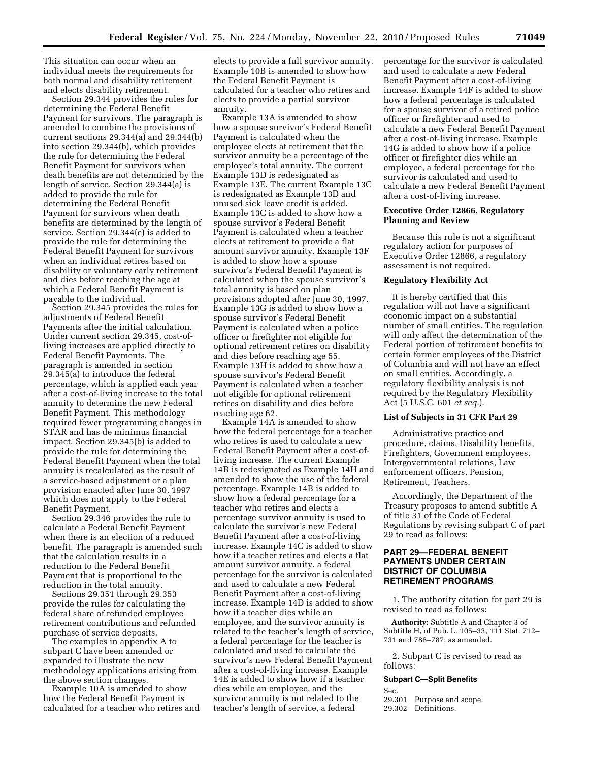This situation can occur when an individual meets the requirements for both normal and disability retirement and elects disability retirement.

Section 29.344 provides the rules for determining the Federal Benefit Payment for survivors. The paragraph is amended to combine the provisions of current sections 29.344(a) and 29.344(b) into section 29.344(b), which provides the rule for determining the Federal Benefit Payment for survivors when death benefits are not determined by the length of service. Section 29.344(a) is added to provide the rule for determining the Federal Benefit Payment for survivors when death benefits are determined by the length of service. Section 29.344(c) is added to provide the rule for determining the Federal Benefit Payment for survivors when an individual retires based on disability or voluntary early retirement and dies before reaching the age at which a Federal Benefit Payment is payable to the individual.

Section 29.345 provides the rules for adjustments of Federal Benefit Payments after the initial calculation. Under current section 29.345, cost-of-living increases are applied directly to Federal Benefit Payments. The paragraph is amended in section 29.345(a) to introduce the federal percentage, which is applied each year after a cost-of-living increase to the total annuity to determine the new Federal Benefit Payment. This methodology required fewer programming changes in STAR and has de minimus financial impact. Section 29.345(b) is added to provide the rule for determining the Federal Benefit Payment when the total annuity is recalculated as the result of a service-based adjustment or a plan provision enacted after June 30, 1997 which does not apply to the Federal Benefit Payment.

Section 29.346 provides the rule to calculate a Federal Benefit Payment when there is an election of a reduced benefit. The paragraph is amended such that the calculation results in a reduction to the Federal Benefit Payment that is proportional to the reduction in the total annuity.

Sections 29.351 through 29.353 provide the rules for calculating the federal share of refunded employee retirement contributions and refunded purchase of service deposits.

The examples in appendix A to subpart C have been amended or expanded to illustrate the new methodology applications arising from the above section changes.

Example 10A is amended to show how the Federal Benefit Payment is calculated for a teacher who retires and elects to provide a full survivor annuity. Example 10B is amended to show how the Federal Benefit Payment is calculated for a teacher who retires and elects to provide a partial survivor annuity.

Example 13A is amended to show how a spouse survivor's Federal Benefit Payment is calculated when the employee elects at retirement that the survivor annuity be a percentage of the employee's total annuity. The current Example 13D is redesignated as Example 13E. The current Example 13C is redesignated as Example 13D and unused sick leave credit is added. Example 13C is added to show how a spouse survivor's Federal Benefit Payment is calculated when a teacher elects at retirement to provide a flat amount survivor annuity. Example 13F is added to show how a spouse survivor's Federal Benefit Payment is calculated when the spouse survivor's total annuity is based on plan provisions adopted after June 30, 1997. Example 13G is added to show how a spouse survivor's Federal Benefit Payment is calculated when a police officer or firefighter not eligible for optional retirement retires on disability and dies before reaching age 55. Example 13H is added to show how a spouse survivor's Federal Benefit Payment is calculated when a teacher not eligible for optional retirement retires on disability and dies before reaching age 62.

Example 14A is amended to show how the federal percentage for a teacher who retires is used to calculate a new Federal Benefit Payment after a cost-of-living increase. The current Example 14B is redesignated as Example 14H and amended to show the use of the federal percentage. Example 14B is added to show how a federal percentage for a teacher who retires and elects a percentage survivor annuity is used to calculate the survivor's new Federal Benefit Payment after a cost-of-living increase. Example 14C is added to show how if a teacher retires and elects a flat amount survivor annuity, a federal percentage for the survivor is calculated and used to calculate a new Federal Benefit Payment after a cost-of-living increase. Example 14D is added to show how if a teacher dies while an employee, and the survivor annuity is related to the teacher's length of service, a federal percentage for the teacher is calculated and used to calculate the survivor's new Federal Benefit Payment after a cost-of-living increase. Example 14E is added to show how if a teacher dies while an employee, and the survivor annuity is not related to the teacher's length of service, a federal percentage for the survivor is calculated and used to calculate a new Federal Benefit Payment after a cost-of-living increase. Example 14F is added to show how a federal percentage is calculated for a spouse survivor of a retired police officer or firefighter and used to calculate a new Federal Benefit Payment after a cost-of-living increase. Example 14G is added to show how if a police officer or firefighter dies while an employee, a federal percentage for the survivor is calculated and used to calculate a new Federal Benefit Payment after a cost-of-living increase.

### Executive Order 12866, Regulatory Planning and Review

Because this rule is not a significant regulatory action for purposes of Executive Order 12866, a regulatory assessment is not required.

### Regulatory Flexibility Act

It is hereby certified that this regulation will not have a significant economic impact on a substantial number of small entities. The regulation will only affect the determination of the Federal portion of retirement benefits to certain former employees of the District of Columbia and will not have an effect on small entities. Accordingly, a regulatory flexibility analysis is not required by the Regulatory Flexibility Act (5 U.S.C. 601 *et seq.*).

### List of Subjects in 31 CFR Part 29

Administrative practice and procedure, claims, Disability benefits, Firefighters, Government employees, Intergovernmental relations, Law enforcement officers, Pension, Retirement, Teachers.

Accordingly, the Department of the Treasury proposes to amend subtitle A of title 31 of the Code of Federal Regulations by revising subpart C of part 29 to read as follows:

## PART 29—FEDERAL BENEFIT PAYMENTS UNDER CERTAIN DISTRICT OF COLUMBIA RETIREMENT PROGRAMS

1. The authority citation for part 29 is revised to read as follows:

**Authority:** Subtitle A and Chapter 3 of Subtitle H, of Pub. L. 105–33, 111 Stat. 712–731 and 786–787; as amended.

2. Subpart C is revised to read as follows:

### Subpart C—Split Benefits

Sec.
29.301 Purpose and scope.
29.302 Definitions.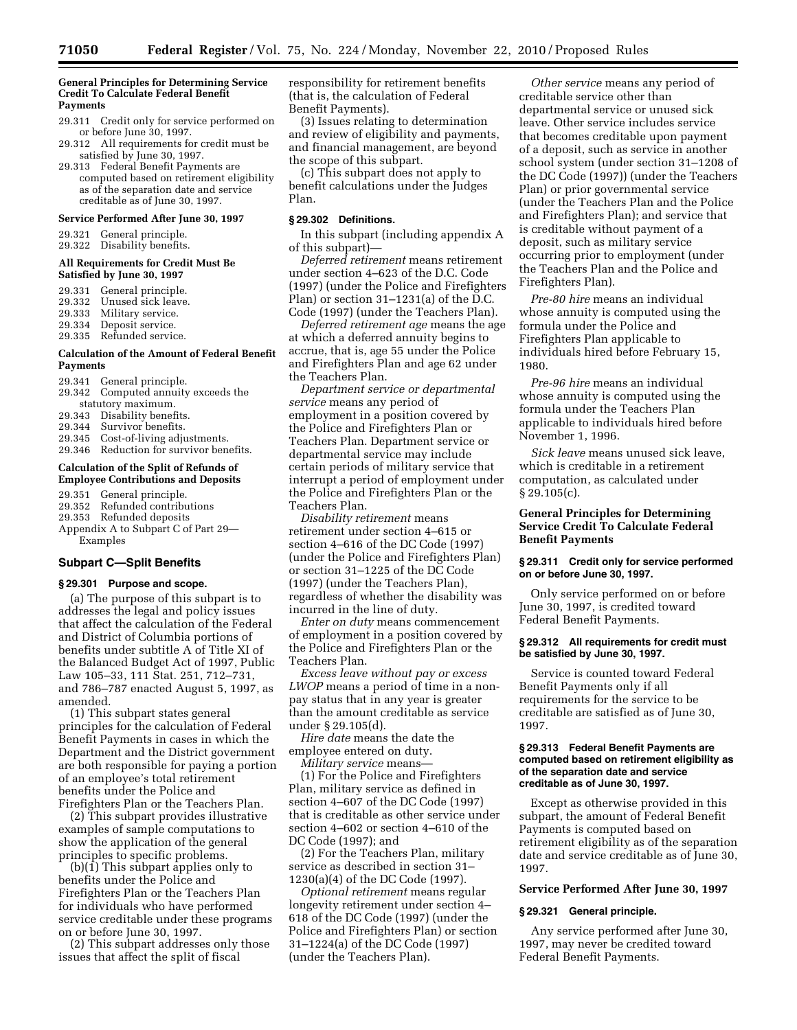**General Principles for Determining Service Credit To Calculate Federal Benefit Payments**

29.311 Credit only for service performed on or before June 30, 1997.
29.312 All requirements for credit must be satisfied by June 30, 1997.
29.313 Federal Benefit Payments are computed based on retirement eligibility as of the separation date and service creditable as of June 30, 1997.

**Service Performed After June 30, 1997**

29.321 General principle.
29.322 Disability benefits.

**All Requirements for Credit Must Be Satisfied by June 30, 1997**

29.331 General principle.
29.332 Unused sick leave.
29.333 Military service.
29.334 Deposit service.
29.335 Refunded service.

**Calculation of the Amount of Federal Benefit Payments**

29.341 General principle.
29.342 Computed annuity exceeds the statutory maximum.
29.343 Disability benefits.
29.344 Survivor benefits.
29.345 Cost-of-living adjustments.
29.346 Reduction for survivor benefits.

**Calculation of the Split of Refunds of Employee Contributions and Deposits**

29.351 General principle.
29.352 Refunded contributions
29.353 Refunded deposits
Appendix A to Subpart C of Part 29—Examples

## Subpart C—Split Benefits

### § 29.301 Purpose and scope.

(a) The purpose of this subpart is to addresses the legal and policy issues that affect the calculation of the Federal and District of Columbia portions of benefits under subtitle A of Title XI of the Balanced Budget Act of 1997, Public Law 105–33, 111 Stat. 251, 712–731, and 786–787 enacted August 5, 1997, as amended.

(1) This subpart states general principles for the calculation of Federal Benefit Payments in cases in which the Department and the District government are both responsible for paying a portion of an employee's total retirement benefits under the Police and Firefighters Plan or the Teachers Plan.

(2) This subpart provides illustrative examples of sample computations to show the application of the general principles to specific problems.

(b)(1) This subpart applies only to benefits under the Police and Firefighters Plan or the Teachers Plan for individuals who have performed service creditable under these programs on or before June 30, 1997.

(2) This subpart addresses only those issues that affect the split of fiscal responsibility for retirement benefits (that is, the calculation of Federal Benefit Payments).

(3) Issues relating to determination and review of eligibility and payments, and financial management, are beyond the scope of this subpart.

(c) This subpart does not apply to benefit calculations under the Judges Plan.

### § 29.302 Definitions.

In this subpart (including appendix A of this subpart)—

*Deferred retirement* means retirement under section 4–623 of the D.C. Code (1997) (under the Police and Firefighters Plan) or section 31–1231(a) of the D.C. Code (1997) (under the Teachers Plan).

*Deferred retirement age* means the age at which a deferred annuity begins to accrue, that is, age 55 under the Police and Firefighters Plan and age 62 under the Teachers Plan.

*Department service or departmental service* means any period of employment in a position covered by the Police and Firefighters Plan or Teachers Plan. Department service or departmental service may include certain periods of military service that interrupt a period of employment under the Police and Firefighters Plan or the Teachers Plan.

*Disability retirement* means retirement under section 4–615 or section 4–616 of the DC Code (1997) (under the Police and Firefighters Plan) or section 31–1225 of the DC Code (1997) (under the Teachers Plan), regardless of whether the disability was incurred in the line of duty.

*Enter on duty* means commencement of employment in a position covered by the Police and Firefighters Plan or the Teachers Plan.

*Excess leave without pay or excess LWOP* means a period of time in a non-pay status that in any year is greater than the amount creditable as service under § 29.105(d).

*Hire date* means the date the employee entered on duty.

*Military service* means—

(1) For the Police and Firefighters Plan, military service as defined in section 4–607 of the DC Code (1997) that is creditable as other service under section 4–602 or section 4–610 of the DC Code (1997); and

(2) For the Teachers Plan, military service as described in section 31–1230(a)(4) of the DC Code (1997).

*Optional retirement* means regular longevity retirement under section 4–618 of the DC Code (1997) (under the Police and Firefighters Plan) or section 31–1224(a) of the DC Code (1997) (under the Teachers Plan).

*Other service* means any period of creditable service other than departmental service or unused sick leave. Other service includes service that becomes creditable upon payment of a deposit, such as service in another school system (under section 31–1208 of the DC Code (1997)) (under the Teachers Plan) or prior governmental service (under the Teachers Plan and the Police and Firefighters Plan); and service that is creditable without payment of a deposit, such as military service occurring prior to employment (under the Teachers Plan and the Police and Firefighters Plan).

*Pre-80 hire* means an individual whose annuity is computed using the formula under the Police and Firefighters Plan applicable to individuals hired before February 15, 1980.

*Pre-96 hire* means an individual whose annuity is computed using the formula under the Teachers Plan applicable to individuals hired before November 1, 1996.

*Sick leave* means unused sick leave, which is creditable in a retirement computation, as calculated under § 29.105(c).

**General Principles for Determining Service Credit To Calculate Federal Benefit Payments**

### § 29.311 Credit only for service performed on or before June 30, 1997.

Only service performed on or before June 30, 1997, is credited toward Federal Benefit Payments.

### § 29.312 All requirements for credit must be satisfied by June 30, 1997.

Service is counted toward Federal Benefit Payments only if all requirements for the service to be creditable are satisfied as of June 30, 1997.

### § 29.313 Federal Benefit Payments are computed based on retirement eligibility as of the separation date and service creditable as of June 30, 1997.

Except as otherwise provided in this subpart, the amount of Federal Benefit Payments is computed based on retirement eligibility as of the separation date and service creditable as of June 30, 1997.

**Service Performed After June 30, 1997**

### § 29.321 General principle.

Any service performed after June 30, 1997, may never be credited toward Federal Benefit Payments.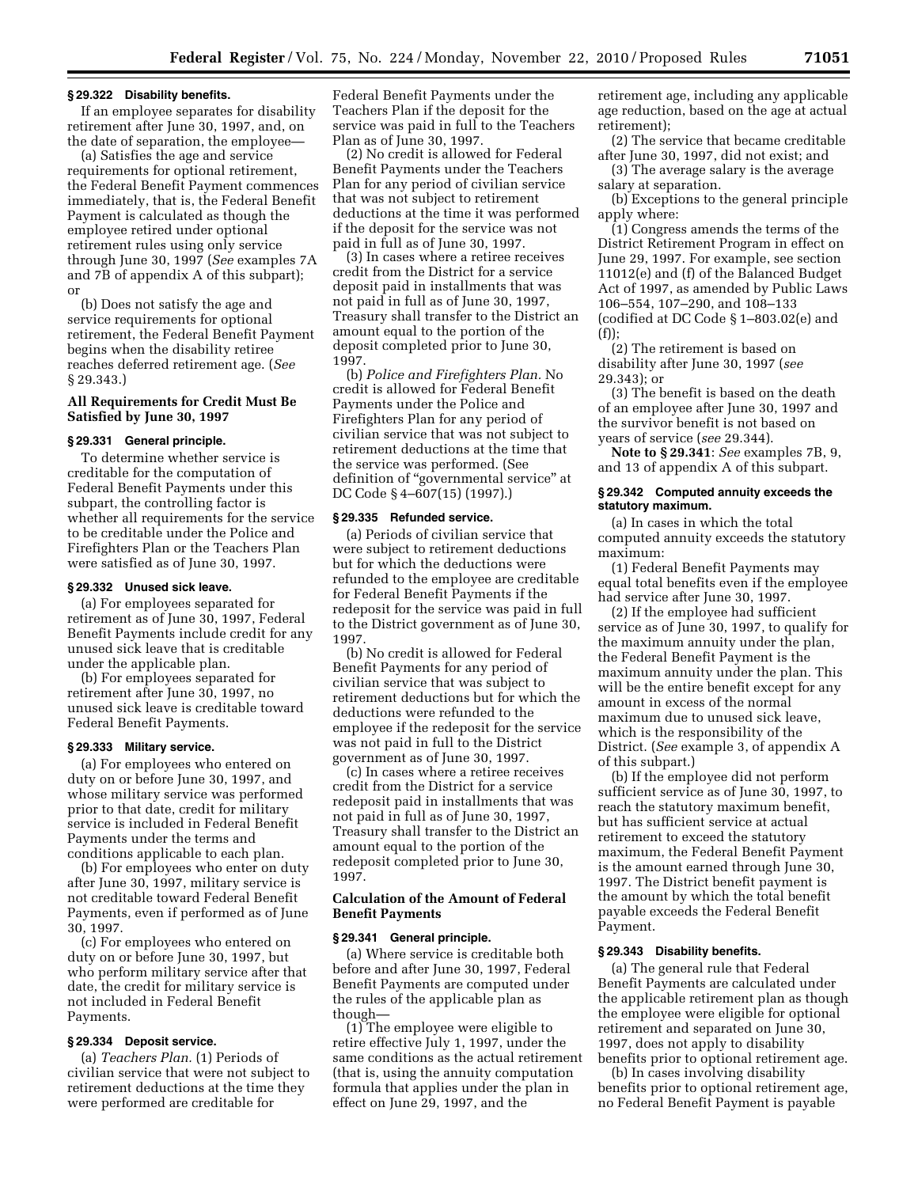### § 29.322 Disability benefits.

If an employee separates for disability retirement after June 30, 1997, and, on the date of separation, the employee—

(a) Satisfies the age and service requirements for optional retirement, the Federal Benefit Payment commences immediately, that is, the Federal Benefit Payment is calculated as though the employee retired under optional retirement rules using only service through June 30, 1997 (*See* examples 7A and 7B of appendix A of this subpart); or

(b) Does not satisfy the age and service requirements for optional retirement, the Federal Benefit Payment begins when the disability retiree reaches deferred retirement age. (*See* § 29.343.)

## All Requirements for Credit Must Be Satisfied by June 30, 1997

### § 29.331 General principle.

To determine whether service is creditable for the computation of Federal Benefit Payments under this subpart, the controlling factor is whether all requirements for the service to be creditable under the Police and Firefighters Plan or the Teachers Plan were satisfied as of June 30, 1997.

### § 29.332 Unused sick leave.

(a) For employees separated for retirement as of June 30, 1997, Federal Benefit Payments include credit for any unused sick leave that is creditable under the applicable plan.

(b) For employees separated for retirement after June 30, 1997, no unused sick leave is creditable toward Federal Benefit Payments.

### § 29.333 Military service.

(a) For employees who entered on duty on or before June 30, 1997, and whose military service was performed prior to that date, credit for military service is included in Federal Benefit Payments under the terms and conditions applicable to each plan.

(b) For employees who enter on duty after June 30, 1997, military service is not creditable toward Federal Benefit Payments, even if performed as of June 30, 1997.

(c) For employees who entered on duty on or before June 30, 1997, but who perform military service after that date, the credit for military service is not included in Federal Benefit Payments.

### § 29.334 Deposit service.

(a) *Teachers Plan.* (1) Periods of civilian service that were not subject to retirement deductions at the time they were performed are creditable for Federal Benefit Payments under the Teachers Plan if the deposit for the service was paid in full to the Teachers Plan as of June 30, 1997.

(2) No credit is allowed for Federal Benefit Payments under the Teachers Plan for any period of civilian service that was not subject to retirement deductions at the time it was performed if the deposit for the service was not paid in full as of June 30, 1997.

(3) In cases where a retiree receives credit from the District for a service deposit paid in installments that was not paid in full as of June 30, 1997, Treasury shall transfer to the District an amount equal to the portion of the deposit completed prior to June 30, 1997.

(b) *Police and Firefighters Plan.* No credit is allowed for Federal Benefit Payments under the Police and Firefighters Plan for any period of civilian service that was not subject to retirement deductions at the time that the service was performed. (See definition of "governmental service" at DC Code § 4–607(15) (1997).)

### § 29.335 Refunded service.

(a) Periods of civilian service that were subject to retirement deductions but for which the deductions were refunded to the employee are creditable for Federal Benefit Payments if the redeposit for the service was paid in full to the District government as of June 30, 1997.

(b) No credit is allowed for Federal Benefit Payments for any period of civilian service that was subject to retirement deductions but for which the deductions were refunded to the employee if the redeposit for the service was not paid in full to the District government as of June 30, 1997.

(c) In cases where a retiree receives credit from the District for a service redeposit paid in installments that was not paid in full as of June 30, 1997, Treasury shall transfer to the District an amount equal to the portion of the redeposit completed prior to June 30, 1997.

## Calculation of the Amount of Federal Benefit Payments

### § 29.341 General principle.

(a) Where service is creditable both before and after June 30, 1997, Federal Benefit Payments are computed under the rules of the applicable plan as though—

(1) The employee were eligible to retire effective July 1, 1997, under the same conditions as the actual retirement (that is, using the annuity computation formula that applies under the plan in effect on June 29, 1997, and the retirement age, including any applicable age reduction, based on the age at actual retirement);

(2) The service that became creditable after June 30, 1997, did not exist; and

(3) The average salary is the average salary at separation.

(b) Exceptions to the general principle apply where:

(1) Congress amends the terms of the District Retirement Program in effect on June 29, 1997. For example, see section 11012(e) and (f) of the Balanced Budget Act of 1997, as amended by Public Laws 106–554, 107–290, and 108–133 (codified at DC Code § 1–803.02(e) and (f));

(2) The retirement is based on disability after June 30, 1997 (*see* 29.343); or

(3) The benefit is based on the death of an employee after June 30, 1997 and the survivor benefit is not based on years of service (*see* 29.344).

**Note to § 29.341**: *See* examples 7B, 9, and 13 of appendix A of this subpart.

### § 29.342 Computed annuity exceeds the statutory maximum.

(a) In cases in which the total computed annuity exceeds the statutory maximum:

(1) Federal Benefit Payments may equal total benefits even if the employee had service after June 30, 1997.

(2) If the employee had sufficient service as of June 30, 1997, to qualify for the maximum annuity under the plan, the Federal Benefit Payment is the maximum annuity under the plan. This will be the entire benefit except for any amount in excess of the normal maximum due to unused sick leave, which is the responsibility of the District. (*See* example 3, of appendix A of this subpart.)

(b) If the employee did not perform sufficient service as of June 30, 1997, to reach the statutory maximum benefit, but has sufficient service at actual retirement to exceed the statutory maximum, the Federal Benefit Payment is the amount earned through June 30, 1997. The District benefit payment is the amount by which the total benefit payable exceeds the Federal Benefit Payment.

### § 29.343 Disability benefits.

(a) The general rule that Federal Benefit Payments are calculated under the applicable retirement plan as though the employee were eligible for optional retirement and separated on June 30, 1997, does not apply to disability benefits prior to optional retirement age.

(b) In cases involving disability benefits prior to optional retirement age, no Federal Benefit Payment is payable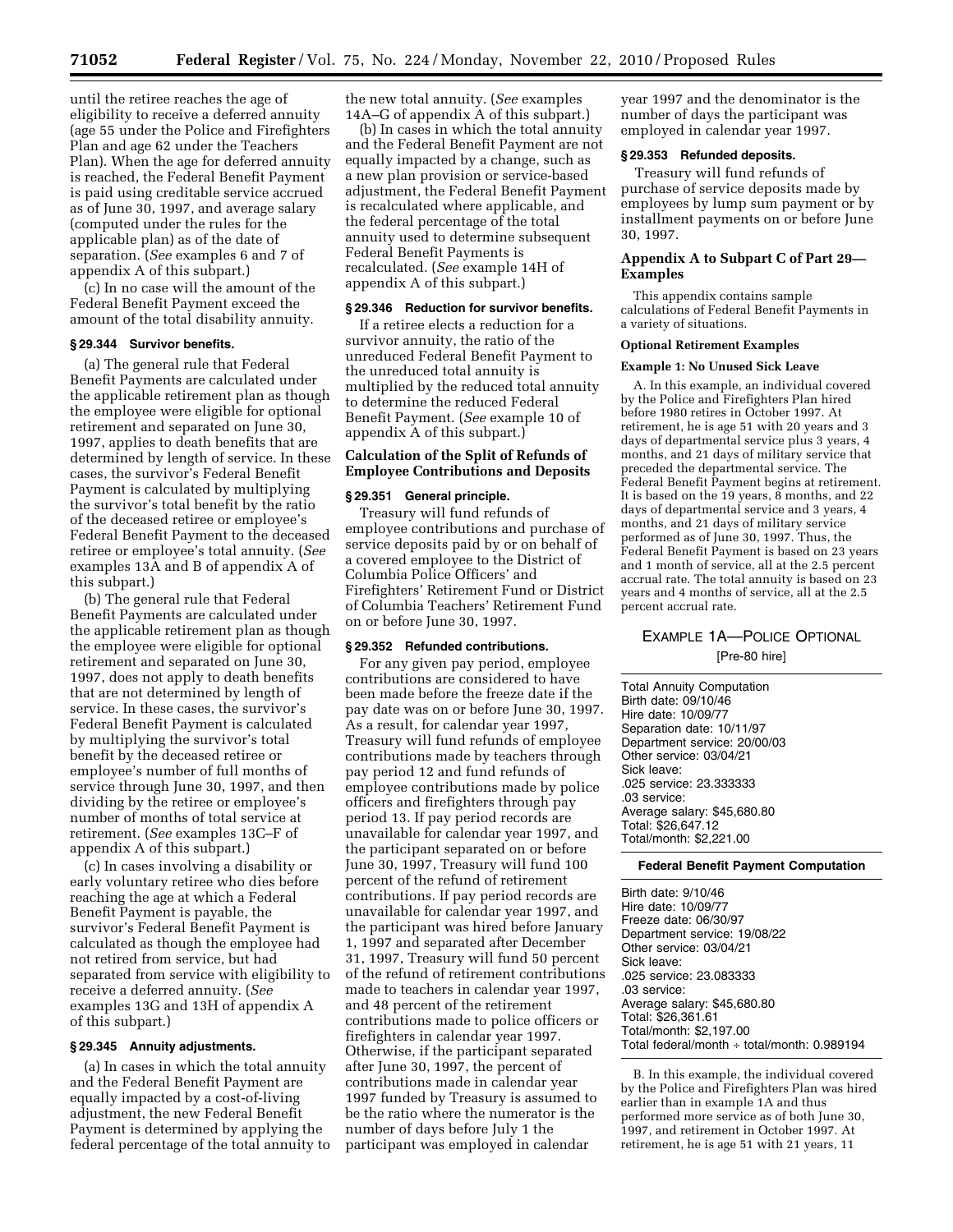until the retiree reaches the age of eligibility to receive a deferred annuity (age 55 under the Police and Firefighters Plan and age 62 under the Teachers Plan). When the age for deferred annuity is reached, the Federal Benefit Payment is paid using creditable service accrued as of June 30, 1997, and average salary (computed under the rules for the applicable plan) as of the date of separation. (*See* examples 6 and 7 of appendix A of this subpart.)

(c) In no case will the amount of the Federal Benefit Payment exceed the amount of the total disability annuity.

### § 29.344 Survivor benefits.

(a) The general rule that Federal Benefit Payments are calculated under the applicable retirement plan as though the employee were eligible for optional retirement and separated on June 30, 1997, applies to death benefits that are determined by length of service. In these cases, the survivor's Federal Benefit Payment is calculated by multiplying the survivor's total benefit by the ratio of the deceased retiree or employee's Federal Benefit Payment to the deceased retiree or employee's total annuity. (*See* examples 13A and B of appendix A of this subpart.)

(b) The general rule that Federal Benefit Payments are calculated under the applicable retirement plan as though the employee were eligible for optional retirement and separated on June 30, 1997, does not apply to death benefits that are not determined by length of service. In these cases, the survivor's Federal Benefit Payment is calculated by multiplying the survivor's total benefit by the deceased retiree or employee's number of full months of service through June 30, 1997, and then dividing by the retiree or employee's number of months of total service at retirement. (*See* examples 13C–F of appendix A of this subpart.)

(c) In cases involving a disability or early voluntary retiree who dies before reaching the age at which a Federal Benefit Payment is payable, the survivor's Federal Benefit Payment is calculated as though the employee had not retired from service, but had separated from service with eligibility to receive a deferred annuity. (*See* examples 13G and 13H of appendix A of this subpart.)

### § 29.345 Annuity adjustments.

(a) In cases in which the total annuity and the Federal Benefit Payment are equally impacted by a cost-of-living adjustment, the new Federal Benefit Payment is determined by applying the federal percentage of the total annuity to the new total annuity. (*See* examples 14A–G of appendix A of this subpart.)

(b) In cases in which the total annuity and the Federal Benefit Payment are not equally impacted by a change, such as a new plan provision or service-based adjustment, the Federal Benefit Payment is recalculated where applicable, and the federal percentage of the total annuity used to determine subsequent Federal Benefit Payments is recalculated. (*See* example 14H of appendix A of this subpart.)

### § 29.346 Reduction for survivor benefits.

If a retiree elects a reduction for a survivor annuity, the ratio of the unreduced Federal Benefit Payment to the unreduced total annuity is multiplied by the reduced total annuity to determine the reduced Federal Benefit Payment. (*See* example 10 of appendix A of this subpart.)

## Calculation of the Split of Refunds of Employee Contributions and Deposits

### § 29.351 General principle.

Treasury will fund refunds of employee contributions and purchase of service deposits paid by or on behalf of a covered employee to the District of Columbia Police Officers' and Firefighters' Retirement Fund or District of Columbia Teachers' Retirement Fund on or before June 30, 1997.

### § 29.352 Refunded contributions.

For any given pay period, employee contributions are considered to have been made before the freeze date if the pay date was on or before June 30, 1997. As a result, for calendar year 1997, Treasury will fund refunds of employee contributions made by teachers through pay period 12 and fund refunds of employee contributions made by police officers and firefighters through pay period 13. If pay period records are unavailable for calendar year 1997, and the participant separated on or before June 30, 1997, Treasury will fund 100 percent of the refund of retirement contributions. If pay period records are unavailable for calendar year 1997, and the participant was hired before January 1, 1997 and separated after December 31, 1997, Treasury will fund 50 percent of the refund of retirement contributions made to teachers in calendar year 1997, and 48 percent of the retirement contributions made to police officers or firefighters in calendar year 1997. Otherwise, if the participant separated after June 30, 1997, the percent of contributions made in calendar year 1997 funded by Treasury is assumed to be the ratio where the numerator is the number of days before July 1 the participant was employed in calendar year 1997 and the denominator is the number of days the participant was employed in calendar year 1997.

### § 29.353 Refunded deposits.

Treasury will fund refunds of purchase of service deposits made by employees by lump sum payment or by installment payments on or before June 30, 1997.

## Appendix A to Subpart C of Part 29—Examples

This appendix contains sample calculations of Federal Benefit Payments in a variety of situations.

### Optional Retirement Examples

#### Example 1: No Unused Sick Leave

A. In this example, an individual covered by the Police and Firefighters Plan hired before 1980 retires in October 1997. At retirement, he is age 51 with 20 years and 3 days of departmental service plus 3 years, 4 months, and 21 days of military service that preceded the departmental service. The Federal Benefit Payment begins at retirement. It is based on the 19 years, 8 months, and 22 days of departmental service and 3 years, 4 months, and 21 days of military service performed as of June 30, 1997. Thus, the Federal Benefit Payment is based on 23 years and 1 month of service, all at the 2.5 percent accrual rate. The total annuity is based on 23 years and 4 months of service, all at the 2.5 percent accrual rate.

EXAMPLE 1A—POLICE OPTIONAL
[Pre-80 hire]

| Total Annuity Computation |
|---|
| Birth date: 09/10/46 |
| Hire date: 10/09/77 |
| Separation date: 10/11/97 |
| Department service: 20/00/03 |
| Other service: 03/04/21 |
| Sick leave: |
| .025 service: 23.333333 |
| .03 service: |
| Average salary: $45,680.80 |
| Total: $26,647.12 |
| Total/month: $2,221.00 |

| Federal Benefit Payment Computation |
|---|
| Birth date: 9/10/46 |
| Hire date: 10/09/77 |
| Freeze date: 06/30/97 |
| Department service: 19/08/22 |
| Other service: 03/04/21 |
| Sick leave: |
| .025 service: 23.083333 |
| .03 service: |
| Average salary: $45,680.80 |
| Total: $26,361.61 |
| Total/month: $2,197.00 |
| Total federal/month ÷ total/month: 0.989194 |

B. In this example, the individual covered by the Police and Firefighters Plan was hired earlier than in example 1A and thus performed more service as of both June 30, 1997, and retirement in October 1997. At retirement, he is age 51 with 21 years, 11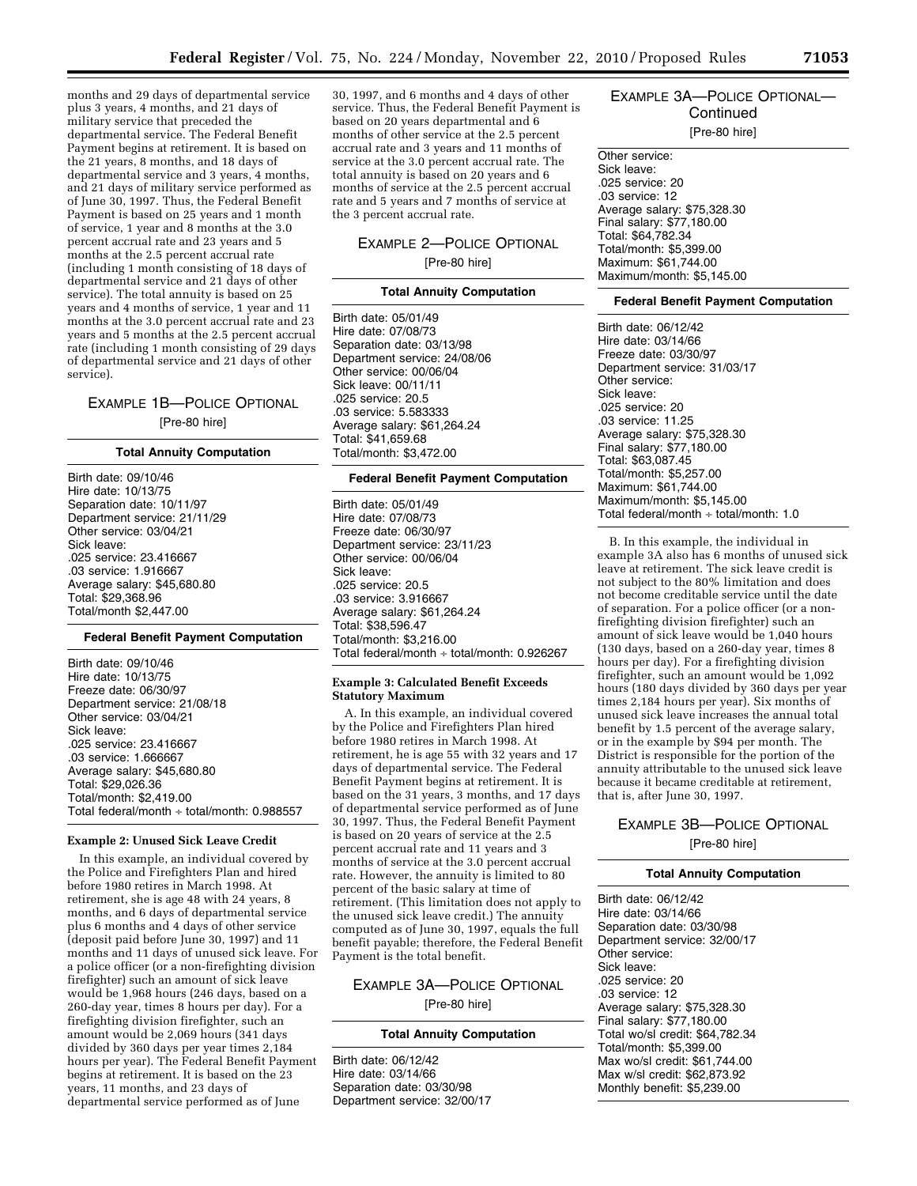months and 29 days of departmental service plus 3 years, 4 months, and 21 days of military service that preceded the departmental service. The Federal Benefit Payment begins at retirement. It is based on the 21 years, 8 months, and 18 days of departmental service and 3 years, 4 months, and 21 days of military service performed as of June 30, 1997. Thus, the Federal Benefit Payment is based on 25 years and 1 month of service, 1 year and 8 months at the 3.0 percent accrual rate and 23 years and 5 months at the 2.5 percent accrual rate (including 1 month consisting of 18 days of departmental service and 21 days of other service). The total annuity is based on 25 years and 4 months of service, 1 year and 11 months at the 3.0 percent accrual rate and 23 years and 5 months at the 2.5 percent accrual rate (including 1 month consisting of 29 days of departmental service and 21 days of other service).

### EXAMPLE 1B—POLICE OPTIONAL

[Pre-80 hire]

**Total Annuity Computation**

Birth date: 09/10/46
Hire date: 10/13/75
Separation date: 10/11/97
Department service: 21/11/29
Other service: 03/04/21
Sick leave:
.025 service: 23.416667
.03 service: 1.916667
Average salary: $45,680.80
Total: $29,368.96
Total/month $2,447.00

**Federal Benefit Payment Computation**

Birth date: 09/10/46
Hire date: 10/13/75
Freeze date: 06/30/97
Department service: 21/08/18
Other service: 03/04/21
Sick leave:
.025 service: 23.416667
.03 service: 1.666667
Average salary: $45,680.80
Total: $29,026.36
Total/month: $2,419.00
Total federal/month ÷ total/month: 0.988557

#### Example 2: Unused Sick Leave Credit

In this example, an individual covered by the Police and Firefighters Plan and hired before 1980 retires in March 1998. At retirement, she is age 48 with 24 years, 8 months, and 6 days of departmental service plus 6 months and 4 days of other service (deposit paid before June 30, 1997) and 11 months and 11 days of unused sick leave. For a police officer (or a non-firefighting division firefighter) such an amount of sick leave would be 1,968 hours (246 days, based on a 260-day year, times 8 hours per day). For a firefighting division firefighter, such an amount would be 2,069 hours (341 days divided by 360 days per year times 2,184 hours per year). The Federal Benefit Payment begins at retirement. It is based on the 23 years, 11 months, and 23 days of departmental service performed as of June 30, 1997, and 6 months and 4 days of other service. Thus, the Federal Benefit Payment is based on 20 years departmental and 6 months of other service at the 2.5 percent accrual rate and 3 years and 11 months of service at the 3.0 percent accrual rate. The total annuity is based on 20 years and 6 months of service at the 2.5 percent accrual rate and 5 years and 7 months of service at the 3 percent accrual rate.

### EXAMPLE 2—POLICE OPTIONAL

[Pre-80 hire]

**Total Annuity Computation**

Birth date: 05/01/49
Hire date: 07/08/73
Separation date: 03/13/98
Department service: 24/08/06
Other service: 00/06/04
Sick leave: 00/11/11
.025 service: 20.5
.03 service: 5.583333
Average salary: $61,264.24
Total: $41,659.68
Total/month: $3,472.00

**Federal Benefit Payment Computation**

Birth date: 05/01/49
Hire date: 07/08/73
Freeze date: 06/30/97
Department service: 23/11/23
Other service: 00/06/04
Sick leave:
.025 service: 20.5
.03 service: 3.916667
Average salary: $61,264.24
Total: $38,596.47
Total/month: $3,216.00
Total federal/month ÷ total/month: 0.926267

#### Example 3: Calculated Benefit Exceeds Statutory Maximum

A. In this example, an individual covered by the Police and Firefighters Plan hired before 1980 retires in March 1998. At retirement, he is age 55 with 32 years and 17 days of departmental service. The Federal Benefit Payment begins at retirement. It is based on the 31 years, 3 months, and 17 days of departmental service performed as of June 30, 1997. Thus, the Federal Benefit Payment is based on 20 years of service at the 2.5 percent accrual rate and 11 years and 3 months of service at the 3.0 percent accrual rate. However, the annuity is limited to 80 percent of the basic salary at time of retirement. (This limitation does not apply to the unused sick leave credit.) The annuity computed as of June 30, 1997, equals the full benefit payable; therefore, the Federal Benefit Payment is the total benefit.

### EXAMPLE 3A—POLICE OPTIONAL

[Pre-80 hire]

**Total Annuity Computation**

Birth date: 06/12/42
Hire date: 03/14/66
Separation date: 03/30/98
Department service: 32/00/17
Other service:
Sick leave:
.025 service: 20
.03 service: 12
Average salary: $75,328.30
Final salary: $77,180.00
Total: $64,782.34
Total/month: $5,399.00
Maximum: $61,744.00
Maximum/month: $5,145.00

**Federal Benefit Payment Computation**

Birth date: 06/12/42
Hire date: 03/14/66
Freeze date: 03/30/97
Department service: 31/03/17
Other service:
Sick leave:
.025 service: 20
.03 service: 11.25
Average salary: $75,328.30
Final salary: $77,180.00
Total: $63,087.45
Total/month: $5,257.00
Maximum: $61,744.00
Maximum/month: $5,145.00
Total federal/month ÷ total/month: 1.0

B. In this example, the individual in example 3A also has 6 months of unused sick leave at retirement. The sick leave credit is not subject to the 80% limitation and does not become creditable service until the date of separation. For a police officer (or a non-firefighting division firefighter) such an amount of sick leave would be 1,040 hours (130 days, based on a 260-day year, times 8 hours per day). For a firefighting division firefighter, such an amount would be 1,092 hours (180 days divided by 360 days per year times 2,184 hours per year). Six months of unused sick leave increases the annual total benefit by 1.5 percent of the average salary, or in the example by $94 per month. The District is responsible for the portion of the annuity attributable to the unused sick leave because it became creditable at retirement, that is, after June 30, 1997.

### EXAMPLE 3B—POLICE OPTIONAL

[Pre-80 hire]

**Total Annuity Computation**

Birth date: 06/12/42
Hire date: 03/14/66
Separation date: 03/30/98
Department service: 32/00/17
Other service:
Sick leave:
.025 service: 20
.03 service: 12
Average salary: $75,328.30
Final salary: $77,180.00
Total wo/sl credit: $64,782.34
Total/month: $5,399.00
Max wo/sl credit: $61,744.00
Max w/sl credit: $62,873.92
Monthly benefit: $5,239.00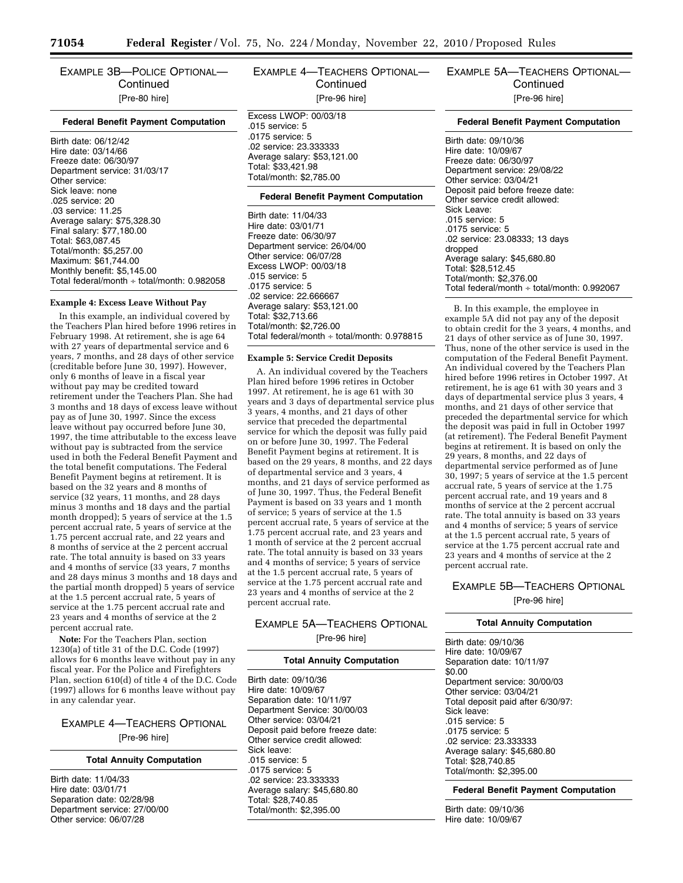EXAMPLE 3B—POLICE OPTIONAL—Continued

[Pre-80 hire]

**Federal Benefit Payment Computation**

Birth date: 06/12/42
Hire date: 03/14/66
Freeze date: 06/30/97
Department service: 31/03/17
Other service:
Sick leave: none
.025 service: 20
.03 service: 11.25
Average salary: $75,328.30
Final salary: $77,180.00
Total: $63,087.45
Total/month: $5,257.00
Maximum: $61,744.00
Monthly benefit: $5,145.00
Total federal/month ÷ total/month: 0.982058

**Example 4: Excess Leave Without Pay**

In this example, an individual covered by the Teachers Plan hired before 1996 retires in February 1998. At retirement, she is age 64 with 27 years of departmental service and 6 years, 7 months, and 28 days of other service (creditable before June 30, 1997). However, only 6 months of leave in a fiscal year without pay may be credited toward retirement under the Teachers Plan. She had 3 months and 18 days of excess leave without pay as of June 30, 1997. Since the excess leave without pay occurred before June 30, 1997, the time attributable to the excess leave without pay is subtracted from the service used in both the Federal Benefit Payment and the total benefit computations. The Federal Benefit Payment begins at retirement. It is based on the 32 years and 8 months of service (32 years, 11 months, and 28 days minus 3 months and 18 days and the partial month dropped); 5 years of service at the 1.5 percent accrual rate, 5 years of service at the 1.75 percent accrual rate, and 22 years and 8 months of service at the 2 percent accrual rate. The total annuity is based on 33 years and 4 months of service (33 years, 7 months and 28 days minus 3 months and 18 days and the partial month dropped) 5 years of service at the 1.5 percent accrual rate, 5 years of service at the 1.75 percent accrual rate and 23 years and 4 months of service at the 2 percent accrual rate.

**Note:** For the Teachers Plan, section 1230(a) of title 31 of the D.C. Code (1997) allows for 6 months leave without pay in any fiscal year. For the Police and Firefighters Plan, section 610(d) of title 4 of the D.C. Code (1997) allows for 6 months leave without pay in any calendar year.

EXAMPLE 4—TEACHERS OPTIONAL

[Pre-96 hire]

**Total Annuity Computation**

Birth date: 11/04/33
Hire date: 03/01/71
Separation date: 02/28/98
Department service: 27/00/00
Other service: 06/07/28
Excess LWOP: 00/03/18
.015 service: 5
.0175 service: 5
.02 service: 23.333333
Average salary: $53,121.00
Total: $33,421.98
Total/month: $2,785.00

**Federal Benefit Payment Computation**

Birth date: 11/04/33
Hire date: 03/01/71
Freeze date: 06/30/97
Department service: 26/04/00
Other service: 06/07/28
Excess LWOP: 00/03/18
.015 service: 5
.0175 service: 5
.02 service: 22.666667
Average salary: $53,121.00
Total: $32,713.66
Total/month: $2,726.00
Total federal/month ÷ total/month: 0.978815

**Example 5: Service Credit Deposits**

A. An individual covered by the Teachers Plan hired before 1996 retires in October 1997. At retirement, he is age 61 with 30 years and 3 days of departmental service plus 3 years, 4 months, and 21 days of other service that preceded the departmental service for which the deposit was fully paid on or before June 30, 1997. The Federal Benefit Payment begins at retirement. It is based on the 29 years, 8 months, and 22 days of departmental service and 3 years, 4 months, and 21 days of service performed as of June 30, 1997. Thus, the Federal Benefit Payment is based on 33 years and 1 month of service; 5 years of service at the 1.5 percent accrual rate, 5 years of service at the 1.75 percent accrual rate, and 23 years and 1 month of service at the 2 percent accrual rate. The total annuity is based on 33 years and 4 months of service; 5 years of service at the 1.5 percent accrual rate, 5 years of service at the 1.75 percent accrual rate and 23 years and 4 months of service at the 2 percent accrual rate.

EXAMPLE 5A—TEACHERS OPTIONAL

[Pre-96 hire]

**Total Annuity Computation**

Birth date: 09/10/36
Hire date: 10/09/67
Separation date: 10/11/97
Department Service: 30/00/03
Other service: 03/04/21
Deposit paid before freeze date:
Other service credit allowed:
Sick leave:
.015 service: 5
.0175 service: 5
.02 service: 23.333333
Average salary: $45,680.80
Total: $28,740.85
Total/month: $2,395.00

EXAMPLE 5A—TEACHERS OPTIONAL—Continued

[Pre-96 hire]

**Federal Benefit Payment Computation**

Birth date: 09/10/36
Hire date: 10/09/67
Freeze date: 06/30/97
Department service: 29/08/22
Other service: 03/04/21
Deposit paid before freeze date:
Other service credit allowed:
Sick Leave:
.015 service: 5
.0175 service: 5
.02 service: 23.08333; 13 days dropped
Average salary: $45,680.80
Total: $28,512.45
Total/month: $2,376.00
Total federal/month ÷ total/month: 0.992067

B. In this example, the employee in example 5A did not pay any of the deposit to obtain credit for the 3 years, 4 months, and 21 days of other service as of June 30, 1997. Thus, none of the other service is used in the computation of the Federal Benefit Payment. An individual covered by the Teachers Plan hired before 1996 retires in October 1997. At retirement, he is age 61 with 30 years and 3 days of departmental service plus 3 years, 4 months, and 21 days of other service that preceded the departmental service for which the deposit was paid in full in October 1997 (at retirement). The Federal Benefit Payment begins at retirement. It is based on only the 29 years, 8 months, and 22 days of departmental service performed as of June 30, 1997; 5 years of service at the 1.5 percent accrual rate, 5 years of service at the 1.75 percent accrual rate, and 19 years and 8 months of service at the 2 percent accrual rate. The total annuity is based on 33 years and 4 months of service; 5 years of service at the 1.5 percent accrual rate, 5 years of service at the 1.75 percent accrual rate and 23 years and 4 months of service at the 2 percent accrual rate.

EXAMPLE 5B—TEACHERS OPTIONAL

[Pre-96 hire]

**Total Annuity Computation**

Birth date: 09/10/36
Hire date: 10/09/67
Separation date: 10/11/97
$0.00
Department service: 30/00/03
Other service: 03/04/21
Total deposit paid after 6/30/97:
Sick leave:
.015 service: 5
.0175 service: 5
.02 service: 23.333333
Average salary: $45,680.80
Total: $28,740.85
Total/month: $2,395.00

**Federal Benefit Payment Computation**

Birth date: 09/10/36
Hire date: 10/09/67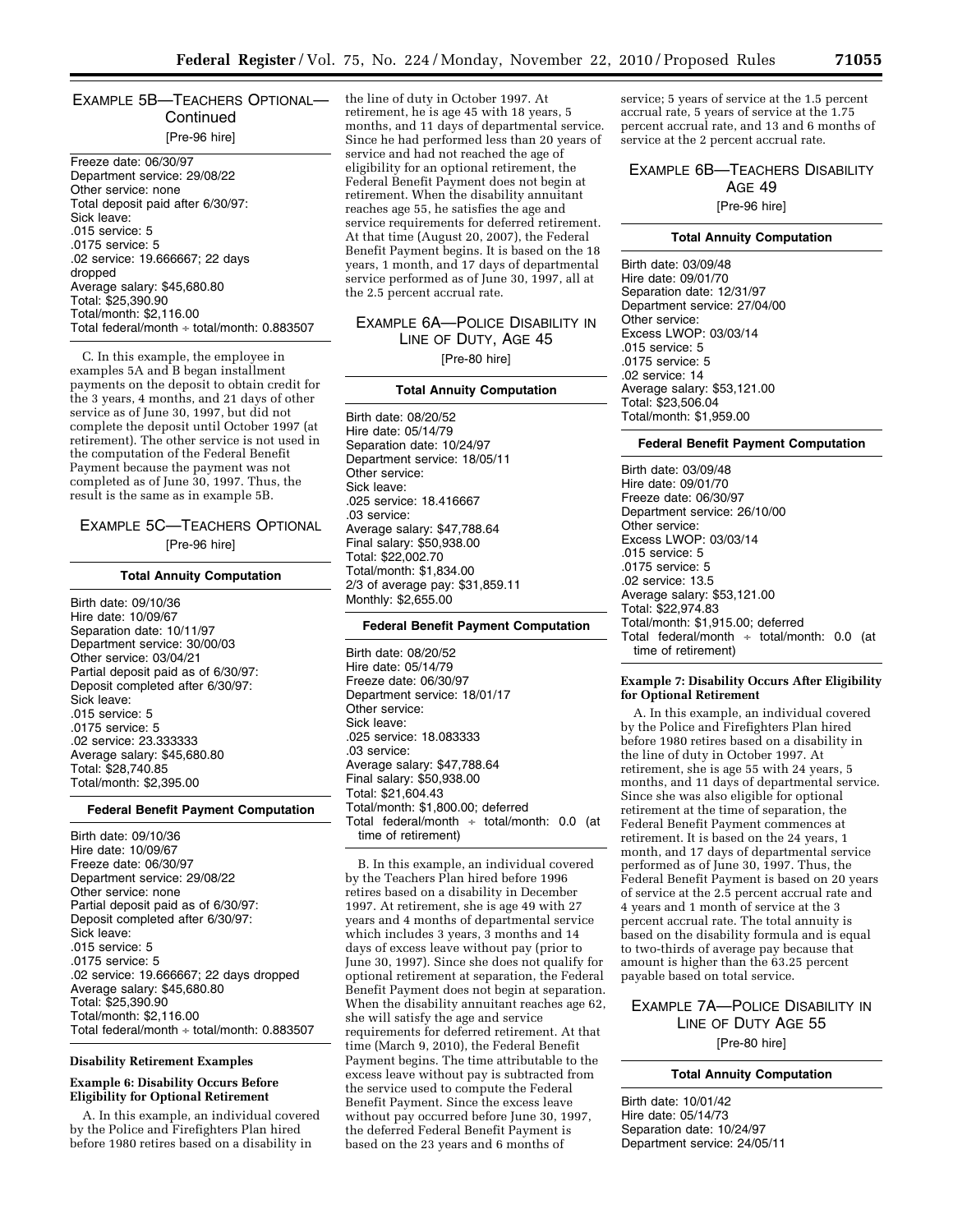### Example 5B—Teachers Optional—Continued

[Pre-96 hire]

Freeze date: 06/30/97
Department service: 29/08/22
Other service: none
Total deposit paid after 6/30/97:
Sick leave:
.015 service: 5
.0175 service: 5
.02 service: 19.666667; 22 days dropped
Average salary: $45,680.80
Total: $25,390.90
Total/month: $2,116.00
Total federal/month ÷ total/month: 0.883507

C. In this example, the employee in examples 5A and B began installment payments on the deposit to obtain credit for the 3 years, 4 months, and 21 days of other service as of June 30, 1997, but did not complete the deposit until October 1997 (at retirement). The other service is not used in the computation of the Federal Benefit Payment because the payment was not completed as of June 30, 1997. Thus, the result is the same as in example 5B.

### Example 5C—Teachers Optional

[Pre-96 hire]

**Total Annuity Computation**

Birth date: 09/10/36
Hire date: 10/09/67
Separation date: 10/11/97
Department service: 30/00/03
Other service: 03/04/21
Partial deposit paid as of 6/30/97:
Deposit completed after 6/30/97:
Sick leave:
.015 service: 5
.0175 service: 5
.02 service: 23.333333
Average salary: $45,680.80
Total: $28,740.85
Total/month: $2,395.00

**Federal Benefit Payment Computation**

Birth date: 09/10/36
Hire date: 10/09/67
Freeze date: 06/30/97
Department service: 29/08/22
Other service: none
Partial deposit paid as of 6/30/97:
Deposit completed after 6/30/97:
Sick leave:
.015 service: 5
.0175 service: 5
.02 service: 19.666667; 22 days dropped
Average salary: $45,680.80
Total: $25,390.90
Total/month: $2,116.00
Total federal/month ÷ total/month: 0.883507

**Disability Retirement Examples**

**Example 6: Disability Occurs Before Eligibility for Optional Retirement**

A. In this example, an individual covered by the Police and Firefighters Plan hired before 1980 retires based on a disability in the line of duty in October 1997. At retirement, he is age 45 with 18 years, 5 months, and 11 days of departmental service. Since he had performed less than 20 years of service and had not reached the age of eligibility for an optional retirement, the Federal Benefit Payment does not begin at retirement. When the disability annuitant reaches age 55, he satisfies the age and service requirements for deferred retirement. At that time (August 20, 2007), the Federal Benefit Payment begins. It is based on the 18 years, 1 month, and 17 days of departmental service performed as of June 30, 1997, all at the 2.5 percent accrual rate.

### Example 6A—Police Disability in Line of Duty, Age 45

[Pre-80 hire]

**Total Annuity Computation**

Birth date: 08/20/52
Hire date: 05/14/79
Separation date: 10/24/97
Department service: 18/05/11
Other service:
Sick leave:
.025 service: 18.416667
.03 service:
Average salary: $47,788.64
Final salary: $50,938.00
Total: $22,002.70
Total/month: $1,834.00
2/3 of average pay: $31,859.11
Monthly: $2,655.00

**Federal Benefit Payment Computation**

Birth date: 08/20/52
Hire date: 05/14/79
Freeze date: 06/30/97
Department service: 18/01/17
Other service:
Sick leave:
.025 service: 18.083333
.03 service:
Average salary: $47,788.64
Final salary: $50,938.00
Total: $21,604.43
Total/month: $1,800.00; deferred
Total federal/month ÷ total/month: 0.0 (at time of retirement)

B. In this example, an individual covered by the Teachers Plan hired before 1996 retires based on a disability in December 1997. At retirement, she is age 49 with 27 years and 4 months of departmental service which includes 3 years, 3 months and 14 days of excess leave without pay (prior to June 30, 1997). Since she does not qualify for optional retirement at separation, the Federal Benefit Payment does not begin at separation. When the disability annuitant reaches age 62, she will satisfy the age and service requirements for deferred retirement. At that time (March 9, 2010), the Federal Benefit Payment begins. The time attributable to the excess leave without pay is subtracted from the service used to compute the Federal Benefit Payment. Since the excess leave without pay occurred before June 30, 1997, the deferred Federal Benefit Payment is based on the 23 years and 6 months of service; 5 years of service at the 1.5 percent accrual rate, 5 years of service at the 1.75 percent accrual rate, and 13 and 6 months of service at the 2 percent accrual rate.

### Example 6B—Teachers Disability Age 49

[Pre-96 hire]

**Total Annuity Computation**

Birth date: 03/09/48
Hire date: 09/01/70
Separation date: 12/31/97
Department service: 27/04/00
Other service:
Excess LWOP: 03/03/14
.015 service: 5
.0175 service: 5
.02 service: 14
Average salary: $53,121.00
Total: $23,506.04
Total/month: $1,959.00

**Federal Benefit Payment Computation**

Birth date: 03/09/48
Hire date: 09/01/70
Freeze date: 06/30/97
Department service: 26/10/00
Other service:
Excess LWOP: 03/03/14
.015 service: 5
.0175 service: 5
.02 service: 13.5
Average salary: $53,121.00
Total: $22,974.83
Total/month: $1,915.00; deferred
Total federal/month ÷ total/month: 0.0 (at time of retirement)

**Example 7: Disability Occurs After Eligibility for Optional Retirement**

A. In this example, an individual covered by the Police and Firefighters Plan hired before 1980 retires based on a disability in the line of duty in October 1997. At retirement, she is age 55 with 24 years, 5 months, and 11 days of departmental service. Since she was also eligible for optional retirement at the time of separation, the Federal Benefit Payment commences at retirement. It is based on the 24 years, 1 month, and 17 days of departmental service performed as of June 30, 1997. Thus, the Federal Benefit Payment is based on 20 years of service at the 2.5 percent accrual rate and 4 years and 1 month of service at the 3 percent accrual rate. The total annuity is based on the disability formula and is equal to two-thirds of average pay because that amount is higher than the 63.25 percent payable based on total service.

### Example 7A—Police Disability in Line of Duty Age 55

[Pre-80 hire]

**Total Annuity Computation**

Birth date: 10/01/42
Hire date: 05/14/73
Separation date: 10/24/97
Department service: 24/05/11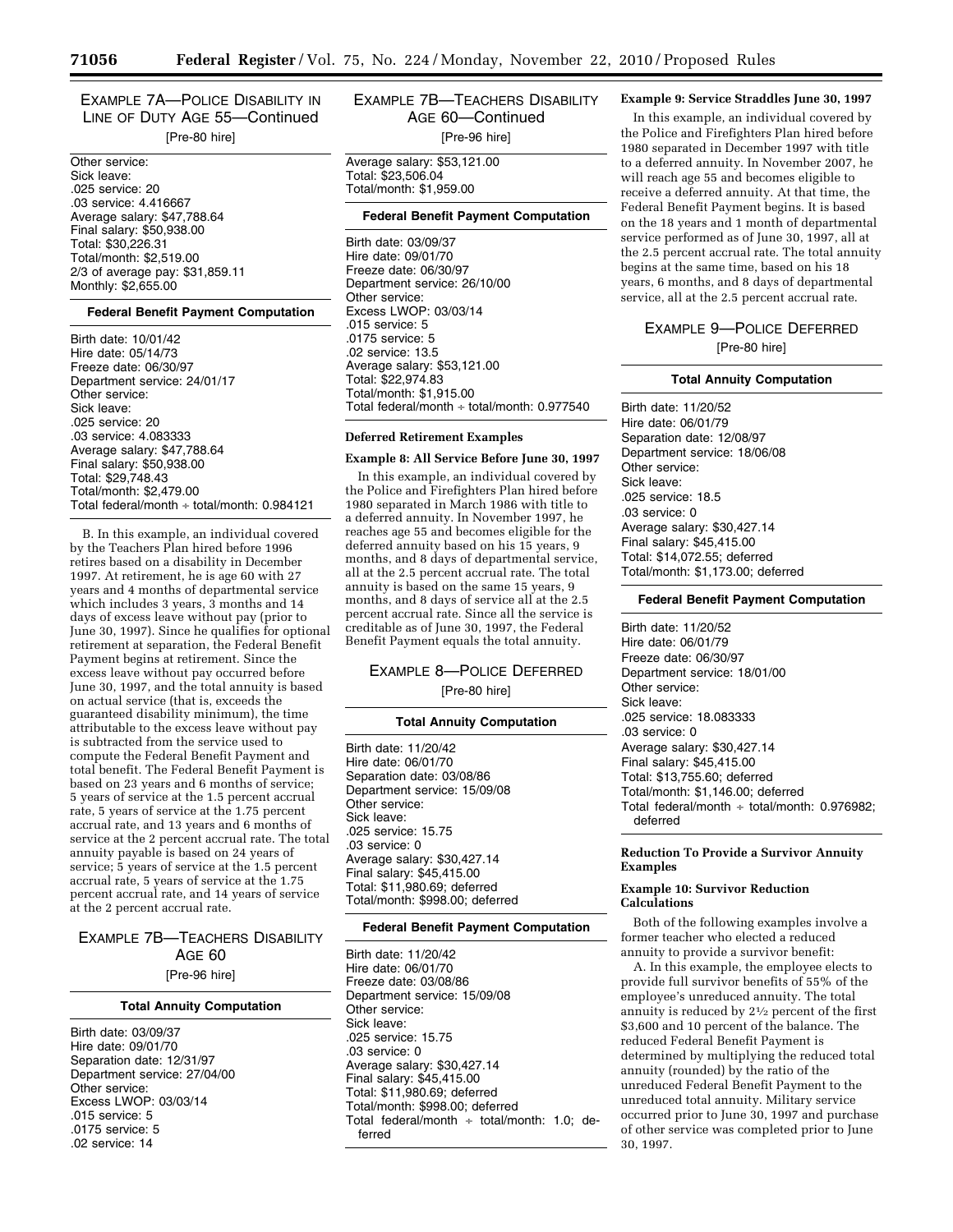## EXAMPLE 7A—POLICE DISABILITY IN LINE OF DUTY AGE 55—Continued

[Pre-80 hire]

Other service:
Sick leave:
.025 service: 20
.03 service: 4.416667
Average salary: $47,788.64
Final salary: $50,938.00
Total: $30,226.31
Total/month: $2,519.00
2/3 of average pay: $31,859.11
Monthly: $2,655.00

**Federal Benefit Payment Computation**

Birth date: 10/01/42
Hire date: 05/14/73
Freeze date: 06/30/97
Department service: 24/01/17
Other service:
Sick leave:
.025 service: 20
.03 service: 4.083333
Average salary: $47,788.64
Final salary: $50,938.00
Total: $29,748.43
Total/month: $2,479.00
Total federal/month ÷ total/month: 0.984121

B. In this example, an individual covered by the Teachers Plan hired before 1996 retires based on a disability in December 1997. At retirement, he is age 60 with 27 years and 4 months of departmental service which includes 3 years, 3 months and 14 days of excess leave without pay (prior to June 30, 1997). Since he qualifies for optional retirement at separation, the Federal Benefit Payment begins at retirement. Since the excess leave without pay occurred before June 30, 1997, and the total annuity is based on actual service (that is, exceeds the guaranteed disability minimum), the time attributable to the excess leave without pay is subtracted from the service used to compute the Federal Benefit Payment and total benefit. The Federal Benefit Payment is based on 23 years and 6 months of service; 5 years of service at the 1.5 percent accrual rate, 5 years of service at the 1.75 percent accrual rate, and 13 years and 6 months of service at the 2 percent accrual rate. The total annuity payable is based on 24 years of service; 5 years of service at the 1.5 percent accrual rate, 5 years of service at the 1.75 percent accrual rate, and 14 years of service at the 2 percent accrual rate.

## EXAMPLE 7B—TEACHERS DISABILITY AGE 60

[Pre-96 hire]

**Total Annuity Computation**

Birth date: 03/09/37
Hire date: 09/01/70
Separation date: 12/31/97
Department service: 27/04/00
Other service:
Excess LWOP: 03/03/14
.015 service: 5
.0175 service: 5
.02 service: 14
Average salary: $53,121.00
Total: $23,506.04
Total/month: $1,959.00

**Federal Benefit Payment Computation**

Birth date: 03/09/37
Hire date: 09/01/70
Freeze date: 06/30/97
Department service: 26/10/00
Other service:
Excess LWOP: 03/03/14
.015 service: 5
.0175 service: 5
.02 service: 13.5
Average salary: $53,121.00
Total: $22,974.83
Total/month: $1,915.00
Total federal/month ÷ total/month: 0.977540

### Deferred Retirement Examples

#### Example 8: All Service Before June 30, 1997

In this example, an individual covered by the Police and Firefighters Plan hired before 1980 separated in March 1986 with title to a deferred annuity. In November 1997, he reaches age 55 and becomes eligible for the deferred annuity based on his 15 years, 9 months, and 8 days of departmental service, all at the 2.5 percent accrual rate. The total annuity is based on the same 15 years, 9 months, and 8 days of service all at the 2.5 percent accrual rate. Since all the service is creditable as of June 30, 1997, the Federal Benefit Payment equals the total annuity.

## EXAMPLE 8—POLICE DEFERRED

[Pre-80 hire]

**Total Annuity Computation**

Birth date: 11/20/42
Hire date: 06/01/70
Separation date: 03/08/86
Department service: 15/09/08
Other service:
Sick leave:
.025 service: 15.75
.03 service: 0
Average salary: $30,427.14
Final salary: $45,415.00
Total: $11,980.69; deferred
Total/month: $998.00; deferred

**Federal Benefit Payment Computation**

Birth date: 11/20/42
Hire date: 06/01/70
Freeze date: 03/08/86
Department service: 15/09/08
Other service:
Sick leave:
.025 service: 15.75
.03 service: 0
Average salary: $30,427.14
Final salary: $45,415.00
Total: $11,980.69; deferred
Total/month: $998.00; deferred
Total federal/month ÷ total/month: 1.0; deferred

#### Example 9: Service Straddles June 30, 1997

In this example, an individual covered by the Police and Firefighters Plan hired before 1980 separated in December 1997 with title to a deferred annuity. In November 2007, he will reach age 55 and becomes eligible to receive a deferred annuity. At that time, the Federal Benefit Payment begins. It is based on the 18 years and 1 month of departmental service performed as of June 30, 1997, all at the 2.5 percent accrual rate. The total annuity begins at the same time, based on his 18 years, 6 months, and 8 days of departmental service, all at the 2.5 percent accrual rate.

## EXAMPLE 9—POLICE DEFERRED

[Pre-80 hire]

**Total Annuity Computation**

Birth date: 11/20/52
Hire date: 06/01/79
Separation date: 12/08/97
Department service: 18/06/08
Other service:
Sick leave:
.025 service: 18.5
.03 service: 0
Average salary: $30,427.14
Final salary: $45,415.00
Total: $14,072.55; deferred
Total/month: $1,173.00; deferred

**Federal Benefit Payment Computation**

Birth date: 11/20/52
Hire date: 06/01/79
Freeze date: 06/30/97
Department service: 18/01/00
Other service:
Sick leave:
.025 service: 18.083333
.03 service: 0
Average salary: $30,427.14
Final salary: $45,415.00
Total: $13,755.60; deferred
Total/month: $1,146.00; deferred
Total federal/month ÷ total/month: 0.976982; deferred

### Reduction To Provide a Survivor Annuity Examples

#### Example 10: Survivor Reduction Calculations

Both of the following examples involve a former teacher who elected a reduced annuity to provide a survivor benefit:

A. In this example, the employee elects to provide full survivor benefits of 55% of the employee's unreduced annuity. The total annuity is reduced by 2½ percent of the first $3,600 and 10 percent of the balance. The reduced Federal Benefit Payment is determined by multiplying the reduced total annuity (rounded) by the ratio of the unreduced Federal Benefit Payment to the unreduced total annuity. Military service occurred prior to June 30, 1997 and purchase of other service was completed prior to June 30, 1997.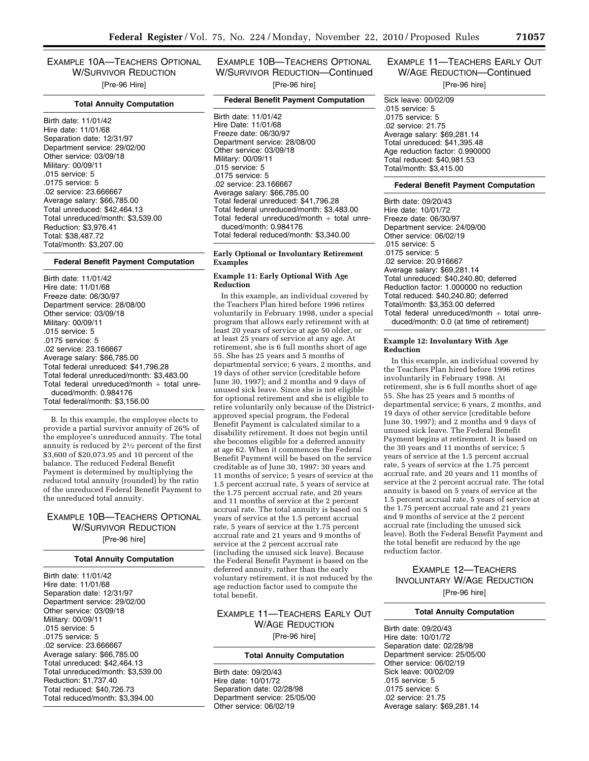## Example 10A—Teachers Optional W/Survivor Reduction

[Pre-96 Hire]

**Total Annuity Computation**

Birth date: 11/01/42
Hire date: 11/01/68
Separation date: 12/31/97
Department service: 29/02/00
Other service: 03/09/18
Military: 00/09/11
.015 service: 5
.0175 service: 5
.02 service: 23.666667
Average salary: $66,785.00
Total unreduced: $42,464.13
Total unreduced/month: $3,539.00
Reduction: $3,976.41
Total: $38,487.72
Total/month: $3,207.00

**Federal Benefit Payment Computation**

Birth date: 11/01/42
Hire date: 11/01/68
Freeze date: 06/30/97
Department service: 28/08/00
Other service: 03/09/18
Military: 00/09/11
.015 service: 5
.0175 service: 5
.02 service: 23.166667
Average salary: $66,785.00
Total federal unreduced: $41,796.28
Total federal unreduced/month: $3,483.00
Total federal unreduced/month ÷ total unreduced/month: 0.984176
Total federal/month: $3,156.00

B. In this example, the employee elects to provide a partial survivor annuity of 26% of the employee's unreduced annuity. The total annuity is reduced by 2½ percent of the first $3,600 of $20,073.95 and 10 percent of the balance. The reduced Federal Benefit Payment is determined by multiplying the reduced total annuity (rounded) by the ratio of the unreduced Federal Benefit Payment to the unreduced total annuity.

## Example 10B—Teachers Optional W/Survivor Reduction

[Pre-96 hire]

**Total Annuity Computation**

Birth date: 11/01/42
Hire date: 11/01/68
Separation date: 12/31/97
Department service: 29/02/00
Other service: 03/09/18
Military: 00/09/11
.015 service: 5
.0175 service: 5
.02 service: 23.666667
Average salary: $66,785.00
Total unreduced: $42,464.13
Total unreduced/month: $3,539.00
Reduction: $1,737.40
Total reduced: $40,726.73
Total reduced/month: $3,394.00

## Example 10B—Teachers Optional W/Survivor Reduction—Continued

[Pre-96 hire]

**Federal Benefit Payment Computation**

Birth date: 11/01/42
Hire Date: 11/01/68
Freeze date: 06/30/97
Department service: 28/08/00
Other service: 03/09/18
Military: 00/09/11
.015 service: 5
.0175 service: 5
.02 service: 23.166667
Average salary: $66,785.00
Total federal unreduced: $41,796.28
Total federal unreduced/month: $3,483.00
Total federal unreduced/month ÷ total unreduced/month: 0.984176
Total federal reduced/month: $3,340.00

### Early Optional or Involuntary Retirement Examples

#### Example 11: Early Optional With Age Reduction

In this example, an individual covered by the Teachers Plan hired before 1996 retires voluntarily in February 1998, under a special program that allows early retirement with at least 20 years of service at age 50 older, or at least 25 years of service at any age. At retirement, she is 6 full months short of age 55. She has 25 years and 5 months of departmental service; 6 years, 2 months, and 19 days of other service (creditable before June 30, 1997); and 2 months and 9 days of unused sick leave. Since she is not eligible for optional retirement and she is eligible to retire voluntarily only because of the District-approved special program, the Federal Benefit Payment is calculated similar to a disability retirement. It does not begin until she becomes eligible for a deferred annuity at age 62. When it commences the Federal Benefit Payment will be based on the service creditable as of June 30, 1997: 30 years and 11 months of service; 5 years of service at the 1.5 percent accrual rate, 5 years of service at the 1.75 percent accrual rate, and 20 years and 11 months of service at the 2 percent accrual rate. The total annuity is based on 5 years of service at the 1.5 percent accrual rate, 5 years of service at the 1.75 percent accrual rate and 21 years and 9 months of service at the 2 percent accrual rate (including the unused sick leave). Because the Federal Benefit Payment is based on the deferred annuity, rather than the early voluntary retirement, it is not reduced by the age reduction factor used to compute the total benefit.

## Example 11—Teachers Early Out W/Age Reduction

[Pre-96 hire]

**Total Annuity Computation**

Birth date: 09/20/43
Hire date: 10/01/72
Separation date: 02/28/98
Department service: 25/05/00
Other service: 06/02/19

## Example 11—Teachers Early Out W/Age Reduction—Continued

[Pre-96 hire]

Sick leave: 00/02/09
.015 service: 5
.0175 service: 5
.02 service: 21.75
Average salary: $69,281.14
Total unreduced: $41,395.48
Age reduction factor: 0.990000
Total reduced: $40,981.53
Total/month: $3,415.00

**Federal Benefit Payment Computation**

Birth date: 09/20/43
Hire date: 10/01/72
Freeze date: 06/30/97
Department service: 24/09/00
Other service: 06/02/19
.015 service: 5
.0175 service: 5
.02 service: 20.916667
Average salary: $69,281.14
Total unreduced: $40,240.80; deferred
Reduction factor: 1.000000 no reduction
Total reduced: $40,240.80; deferred
Total/month: $3,353.00 deferred
Total federal unreduced/month ÷ total unreduced/month: 0.0 (at time of retirement)

#### Example 12: Involuntary With Age Reduction

In this example, an individual covered by the Teachers Plan hired before 1996 retires involuntarily in February 1998. At retirement, she is 6 full months short of age 55. She has 25 years and 5 months of departmental service; 6 years, 2 months, and 19 days of other service (creditable before June 30, 1997); and 2 months and 9 days of unused sick leave. The Federal Benefit Payment begins at retirement. It is based on the 30 years and 11 months of service; 5 years of service at the 1.5 percent accrual rate, 5 years of service at the 1.75 percent accrual rate, and 20 years and 11 months of service at the 2 percent accrual rate. The total annuity is based on 5 years of service at the 1.5 percent accrual rate, 5 years of service at the 1.75 percent accrual rate and 21 years and 9 months of service at the 2 percent accrual rate (including the unused sick leave). Both the Federal Benefit Payment and the total benefit are reduced by the age reduction factor.

## Example 12—Teachers Involuntary W/Age Reduction

[Pre-96 hire]

**Total Annuity Computation**

Birth date: 09/20/43
Hire date: 10/01/72
Separation date: 02/28/98
Department service: 25/05/00
Other service: 06/02/19
Sick leave: 00/02/09
.015 service: 5
.0175 service: 5
.02 service: 21.75
Average salary: $69,281.14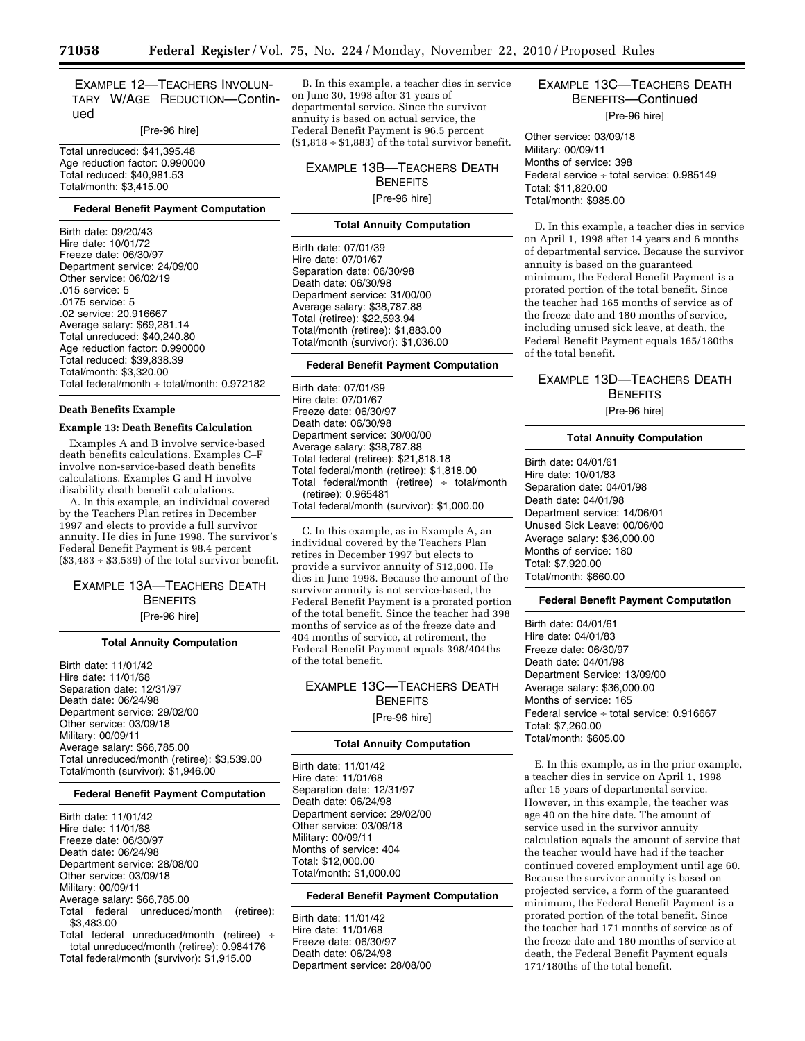### EXAMPLE 12—TEACHERS INVOLUNTARY W/AGE REDUCTION—Continued

[Pre-96 hire]

Total unreduced: $41,395.48
Age reduction factor: 0.990000
Total reduced: $40,981.53
Total/month: $3,415.00

**Federal Benefit Payment Computation**

Birth date: 09/20/43
Hire date: 10/01/72
Freeze date: 06/30/97
Department service: 24/09/00
Other service: 06/02/19
.015 service: 5
.0175 service: 5
.02 service: 20.916667
Average salary: $69,281.14
Total unreduced: $40,240.80
Age reduction factor: 0.990000
Total reduced: $39,838.39
Total/month: $3,320.00
Total federal/month ÷ total/month: 0.972182

**Death Benefits Example**

**Example 13: Death Benefits Calculation**

Examples A and B involve service-based death benefits calculations. Examples C–F involve non-service-based death benefits calculations. Examples G and H involve disability death benefit calculations.

A. In this example, an individual covered by the Teachers Plan retires in December 1997 and elects to provide a full survivor annuity. He dies in June 1998. The survivor's Federal Benefit Payment is 98.4 percent ($3,483 ÷ $3,539) of the total survivor benefit.

### EXAMPLE 13A—TEACHERS DEATH BENEFITS

[Pre-96 hire]

**Total Annuity Computation**

Birth date: 11/01/42
Hire date: 11/01/68
Separation date: 12/31/97
Death date: 06/24/98
Department service: 29/02/00
Other service: 03/09/18
Military: 00/09/11
Average salary: $66,785.00
Total unreduced/month (retiree): $3,539.00
Total/month (survivor): $1,946.00

**Federal Benefit Payment Computation**

Birth date: 11/01/42
Hire date: 11/01/68
Freeze date: 06/30/97
Death date: 06/24/98
Department service: 28/08/00
Other service: 03/09/18
Military: 00/09/11
Average salary: $66,785.00
Total federal unreduced/month (retiree): $3,483.00
Total federal unreduced/month (retiree) ÷ total unreduced/month (retiree): 0.984176
Total federal/month (survivor): $1,915.00

B. In this example, a teacher dies in service on June 30, 1998 after 31 years of departmental service. Since the survivor annuity is based on actual service, the Federal Benefit Payment is 96.5 percent ($1,818 ÷ $1,883) of the total survivor benefit.

### EXAMPLE 13B—TEACHERS DEATH BENEFITS

[Pre-96 hire]

**Total Annuity Computation**

Birth date: 07/01/39
Hire date: 07/01/67
Separation date: 06/30/98
Death date: 06/30/98
Department service: 31/00/00
Average salary: $38,787.88
Total (retiree): $22,593.94
Total/month (retiree): $1,883.00
Total/month (survivor): $1,036.00

**Federal Benefit Payment Computation**

Birth date: 07/01/39
Hire date: 07/01/67
Freeze date: 06/30/97
Death date: 06/30/98
Department service: 30/00/00
Average salary: $38,787.88
Total federal (retiree): $21,818.18
Total federal/month (retiree): $1,818.00
Total federal/month (retiree) ÷ total/month (retiree): 0.965481
Total federal/month (survivor): $1,000.00

C. In this example, as in Example A, an individual covered by the Teachers Plan retires in December 1997 but elects to provide a survivor annuity of $12,000. He dies in June 1998. Because the amount of the survivor annuity is not service-based, the Federal Benefit Payment is a prorated portion of the total benefit. Since the teacher had 398 months of service as of the freeze date and 404 months of service, at retirement, the Federal Benefit Payment equals 398/404ths of the total benefit.

### EXAMPLE 13C—TEACHERS DEATH BENEFITS

[Pre-96 hire]

**Total Annuity Computation**

Birth date: 11/01/42
Hire date: 11/01/68
Separation date: 12/31/97
Death date: 06/24/98
Department service: 29/02/00
Other service: 03/09/18
Military: 00/09/11
Months of service: 404
Total: $12,000.00
Total/month: $1,000.00

**Federal Benefit Payment Computation**

Birth date: 11/01/42
Hire date: 11/01/68
Freeze date: 06/30/97
Death date: 06/24/98
Department service: 28/08/00
Other service: 03/09/18
Military: 00/09/11
Months of service: 398
Federal service ÷ total service: 0.985149
Total: $11,820.00
Total/month: $985.00

D. In this example, a teacher dies in service on April 1, 1998 after 14 years and 6 months of departmental service. Because the survivor annuity is based on the guaranteed minimum, the Federal Benefit Payment is a prorated portion of the total benefit. Since the teacher had 165 months of service as of the freeze date and 180 months of service, including unused sick leave, at death, the Federal Benefit Payment equals 165/180ths of the total benefit.

### EXAMPLE 13D—TEACHERS DEATH BENEFITS

[Pre-96 hire]

**Total Annuity Computation**

Birth date: 04/01/61
Hire date: 10/01/83
Separation date: 04/01/98
Death date: 04/01/98
Department service: 14/06/01
Unused Sick Leave: 00/06/00
Average salary: $36,000.00
Months of service: 180
Total: $7,920.00
Total/month: $660.00

**Federal Benefit Payment Computation**

Birth date: 04/01/61
Hire date: 04/01/83
Freeze date: 06/30/97
Death date: 04/01/98
Department Service: 13/09/00
Average salary: $36,000.00
Months of service: 165
Federal service ÷ total service: 0.916667
Total: $7,260.00
Total/month: $605.00

E. In this example, as in the prior example, a teacher dies in service on April 1, 1998 after 15 years of departmental service. However, in this example, the teacher was age 40 on the hire date. The amount of service used in the survivor annuity calculation equals the amount of service that the teacher would have had if the teacher continued covered employment until age 60. Because the survivor annuity is based on projected service, a form of the guaranteed minimum, the Federal Benefit Payment is a prorated portion of the total benefit. Since the teacher had 171 months of service as of the freeze date and 180 months of service at death, the Federal Benefit Payment equals 171/180ths of the total benefit.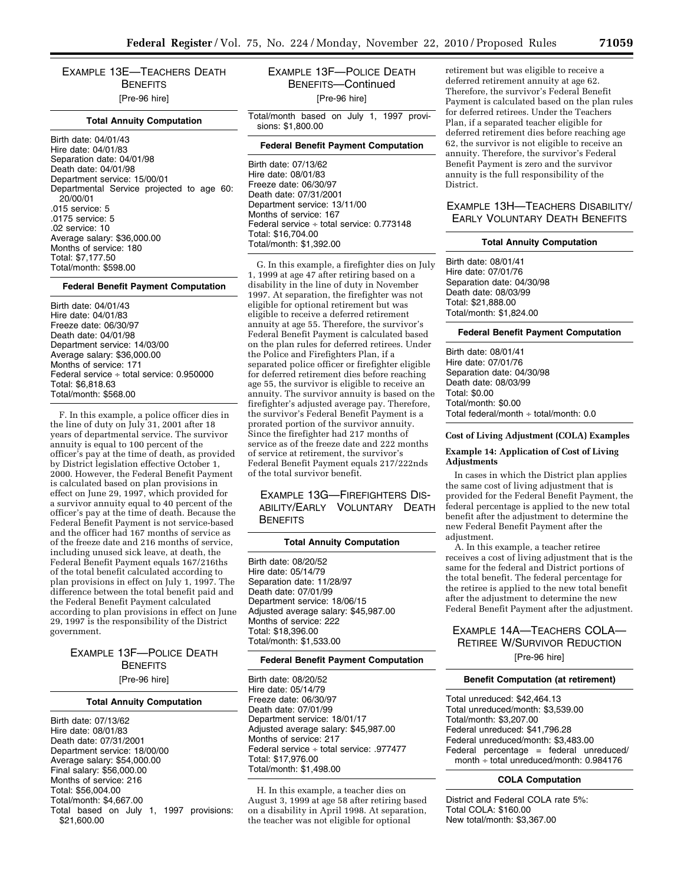### Example 13E—Teachers Death Benefits

[Pre-96 hire]

**Total Annuity Computation**

Birth date: 04/01/43
Hire date: 04/01/83
Separation date: 04/01/98
Death date: 04/01/98
Department service: 15/00/01
Departmental Service projected to age 60: 20/00/01
.015 service: 5
.0175 service: 5
.02 service: 10
Average salary: $36,000.00
Months of service: 180
Total: $7,177.50
Total/month: $598.00

**Federal Benefit Payment Computation**

Birth date: 04/01/43
Hire date: 04/01/83
Freeze date: 06/30/97
Death date: 04/01/98
Department service: 14/03/00
Average salary: $36,000.00
Months of service: 171
Federal service ÷ total service: 0.950000
Total: $6,818.63
Total/month: $568.00

F. In this example, a police officer dies in the line of duty on July 31, 2001 after 18 years of departmental service. The survivor annuity is equal to 100 percent of the officer's pay at the time of death, as provided by District legislation effective October 1, 2000. However, the Federal Benefit Payment is calculated based on plan provisions in effect on June 29, 1997, which provided for a survivor annuity equal to 40 percent of the officer's pay at the time of death. Because the Federal Benefit Payment is not service-based and the officer had 167 months of service as of the freeze date and 216 months of service, including unused sick leave, at death, the Federal Benefit Payment equals 167/216ths of the total benefit calculated according to plan provisions in effect on July 1, 1997. The difference between the total benefit paid and the Federal Benefit Payment calculated according to plan provisions in effect on June 29, 1997 is the responsibility of the District government.

### Example 13F—Police Death Benefits

[Pre-96 hire]

**Total Annuity Computation**

Birth date: 07/13/62
Hire date: 08/01/83
Death date: 07/31/2001
Department service: 18/00/00
Average salary: $54,000.00
Final salary: $56,000.00
Months of service: 216
Total: $56,004.00
Total/month: $4,667.00
Total based on July 1, 1997 provisions: $21,600.00
Total/month based on July 1, 1997 provisions: $1,800.00

**Federal Benefit Payment Computation**

Birth date: 07/13/62
Hire date: 08/01/83
Freeze date: 06/30/97
Death date: 07/31/2001
Department service: 13/11/00
Months of service: 167
Federal service ÷ total service: 0.773148
Total: $16,704.00
Total/month: $1,392.00

G. In this example, a firefighter dies on July 1, 1999 at age 47 after retiring based on a disability in the line of duty in November 1997. At separation, the firefighter was not eligible for optional retirement but was eligible to receive a deferred retirement annuity at age 55. Therefore, the survivor's Federal Benefit Payment is calculated based on the plan rules for deferred retirees. Under the Police and Firefighters Plan, if a separated police officer or firefighter eligible for deferred retirement dies before reaching age 55, the survivor is eligible to receive an annuity. The survivor annuity is based on the firefighter's adjusted average pay. Therefore, the survivor's Federal Benefit Payment is a prorated portion of the survivor annuity. Since the firefighter had 217 months of service as of the freeze date and 222 months of service at retirement, the survivor's Federal Benefit Payment equals 217/222nds of the total survivor benefit.

### Example 13G—Firefighters Disability/Early Voluntary Death Benefits

**Total Annuity Computation**

Birth date: 08/20/52
Hire date: 05/14/79
Separation date: 11/28/97
Death date: 07/01/99
Department service: 18/06/15
Adjusted average salary: $45,987.00
Months of service: 222
Total: $18,396.00
Total/month: $1,533.00

**Federal Benefit Payment Computation**

Birth date: 08/20/52
Hire date: 05/14/79
Freeze date: 06/30/97
Death date: 07/01/99
Department service: 18/01/17
Adjusted average salary: $45,987.00
Months of service: 217
Federal service ÷ total service: .977477
Total: $17,976.00
Total/month: $1,498.00

H. In this example, a teacher dies on August 3, 1999 at age 58 after retiring based on a disability in April 1998. At separation, the teacher was not eligible for optional retirement but was eligible to receive a deferred retirement annuity at age 62. Therefore, the survivor's Federal Benefit Payment is calculated based on the plan rules for deferred retirees. Under the Teachers Plan, if a separated teacher eligible for deferred retirement dies before reaching age 62, the survivor is not eligible to receive an annuity. Therefore, the survivor's Federal Benefit Payment is zero and the survivor annuity is the full responsibility of the District.

### Example 13H—Teachers Disability/Early Voluntary Death Benefits

**Total Annuity Computation**

Birth date: 08/01/41
Hire date: 07/01/76
Separation date: 04/30/98
Death date: 08/03/99
Total: $21,888.00
Total/month: $1,824.00

**Federal Benefit Payment Computation**

Birth date: 08/01/41
Hire date: 07/01/76
Separation date: 04/30/98
Death date: 08/03/99
Total: $0.00
Total/month: $0.00
Total federal/month ÷ total/month: 0.0

## Cost of Living Adjustment (COLA) Examples

### Example 14: Application of Cost of Living Adjustments

In cases in which the District plan applies the same cost of living adjustment that is provided for the Federal Benefit Payment, the federal percentage is applied to the new total benefit after the adjustment to determine the new Federal Benefit Payment after the adjustment.

A. In this example, a teacher retiree receives a cost of living adjustment that is the same for the federal and District portions of the total benefit. The federal percentage for the retiree is applied to the new total benefit after the adjustment to determine the new Federal Benefit Payment after the adjustment.

### Example 14A—Teachers COLA—Retiree W/Survivor Reduction

[Pre-96 hire]

**Benefit Computation (at retirement)**

Total unreduced: $42,464.13
Total unreduced/month: $3,539.00
Total/month: $3,207.00
Federal unreduced: $41,796.28
Federal unreduced/month: $3,483.00
Federal percentage = federal unreduced/month ÷ total unreduced/month: 0.984176

**COLA Computation**

District and Federal COLA rate 5%:
Total COLA: $160.00
New total/month: $3,367.00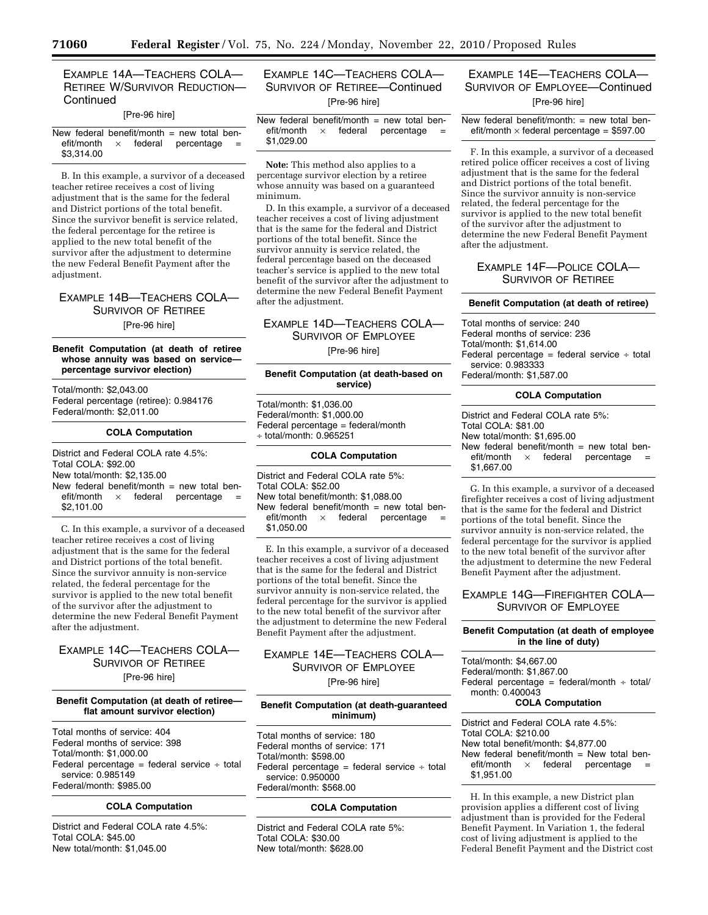### EXAMPLE 14A—TEACHERS COLA—RETIREE W/SURVIVOR REDUCTION—Continued

[Pre-96 hire]

New federal benefit/month = new total benefit/month × federal percentage = $3,314.00

B. In this example, a survivor of a deceased teacher retiree receives a cost of living adjustment that is the same for the federal and District portions of the total benefit. Since the survivor benefit is service related, the federal percentage for the retiree is applied to the new total benefit of the survivor after the adjustment to determine the new Federal Benefit Payment after the adjustment.

### EXAMPLE 14B—TEACHERS COLA—SURVIVOR OF RETIREE

[Pre-96 hire]

**Benefit Computation (at death of retiree whose annuity was based on service—percentage survivor election)**

Total/month: $2,043.00
Federal percentage (retiree): 0.984176
Federal/month: $2,011.00

**COLA Computation**

District and Federal COLA rate 4.5%:
Total COLA: $92.00
New total/month: $2,135.00
New federal benefit/month = new total benefit/month × federal percentage = $2,101.00

C. In this example, a survivor of a deceased teacher retiree receives a cost of living adjustment that is the same for the federal and District portions of the total benefit. Since the survivor annuity is non-service related, the federal percentage for the survivor is applied to the new total benefit of the survivor after the adjustment to determine the new Federal Benefit Payment after the adjustment.

### EXAMPLE 14C—TEACHERS COLA—SURVIVOR OF RETIREE

[Pre-96 hire]

**Benefit Computation (at death of retiree—flat amount survivor election)**

Total months of service: 404
Federal months of service: 398
Total/month: $1,000.00
Federal percentage = federal service ÷ total service: 0.985149
Federal/month: $985.00

**COLA Computation**

District and Federal COLA rate 4.5%:
Total COLA: $45.00
New total/month: $1,045.00

### EXAMPLE 14C—TEACHERS COLA—SURVIVOR OF RETIREE—Continued

[Pre-96 hire]

New federal benefit/month = new total benefit/month × federal percentage = $1,029.00

**Note:** This method also applies to a percentage survivor election by a retiree whose annuity was based on a guaranteed minimum.

D. In this example, a survivor of a deceased teacher receives a cost of living adjustment that is the same for the federal and District portions of the total benefit. Since the survivor annuity is service related, the federal percentage based on the deceased teacher's service is applied to the new total benefit of the survivor after the adjustment to determine the new Federal Benefit Payment after the adjustment.

### EXAMPLE 14D—TEACHERS COLA—SURVIVOR OF EMPLOYEE

[Pre-96 hire]

**Benefit Computation (at death-based on service)**

Total/month: $1,036.00
Federal/month: $1,000.00
Federal percentage = federal/month ÷ total/month: 0.965251

**COLA Computation**

District and Federal COLA rate 5%:
Total COLA: $52.00
New total benefit/month: $1,088.00
New federal benefit/month = new total benefit/month × federal percentage = $1,050.00

E. In this example, a survivor of a deceased teacher receives a cost of living adjustment that is the same for the federal and District portions of the total benefit. Since the survivor annuity is non-service related, the federal percentage for the survivor is applied to the new total benefit of the survivor after the adjustment to determine the new Federal Benefit Payment after the adjustment.

### EXAMPLE 14E—TEACHERS COLA—SURVIVOR OF EMPLOYEE

[Pre-96 hire]

**Benefit Computation (at death-guaranteed minimum)**

Total months of service: 180
Federal months of service: 171
Total/month: $598.00
Federal percentage = federal service ÷ total service: 0.950000
Federal/month: $568.00

**COLA Computation**

District and Federal COLA rate 5%:
Total COLA: $30.00
New total/month: $628.00

### EXAMPLE 14E—TEACHERS COLA—SURVIVOR OF EMPLOYEE—Continued

[Pre-96 hire]

New federal benefit/month: = new total benefit/month × federal percentage = $597.00

F. In this example, a survivor of a deceased retired police officer receives a cost of living adjustment that is the same for the federal and District portions of the total benefit. Since the survivor annuity is non-service related, the federal percentage for the survivor is applied to the new total benefit of the survivor after the adjustment to determine the new Federal Benefit Payment after the adjustment.

### EXAMPLE 14F—POLICE COLA—SURVIVOR OF RETIREE

**Benefit Computation (at death of retiree)**

Total months of service: 240
Federal months of service: 236
Total/month: $1,614.00
Federal percentage = federal service ÷ total service: 0.983333
Federal/month: $1,587.00

**COLA Computation**

District and Federal COLA rate 5%:
Total COLA: $81.00
New total/month: $1,695.00
New federal benefit/month = new total benefit/month × federal percentage = $1,667.00

G. In this example, a survivor of a deceased firefighter receives a cost of living adjustment that is the same for the federal and District portions of the total benefit. Since the survivor annuity is non-service related, the federal percentage for the survivor is applied to the new total benefit of the survivor after the adjustment to determine the new Federal Benefit Payment after the adjustment.

### EXAMPLE 14G—FIREFIGHTER COLA—SURVIVOR OF EMPLOYEE

**Benefit Computation (at death of employee in the line of duty)**

Total/month: $4,667.00
Federal/month: $1,867.00
Federal percentage = federal/month ÷ total/month: 0.400043

**COLA Computation**

District and Federal COLA rate 4.5%:
Total COLA: $210.00
New total benefit/month: $4,877.00
New federal benefit/month = New total benefit/month × federal percentage = $1,951.00

H. In this example, a new District plan provision applies a different cost of living adjustment than is provided for the Federal Benefit Payment. In Variation 1, the federal cost of living adjustment is applied to the Federal Benefit Payment and the District cost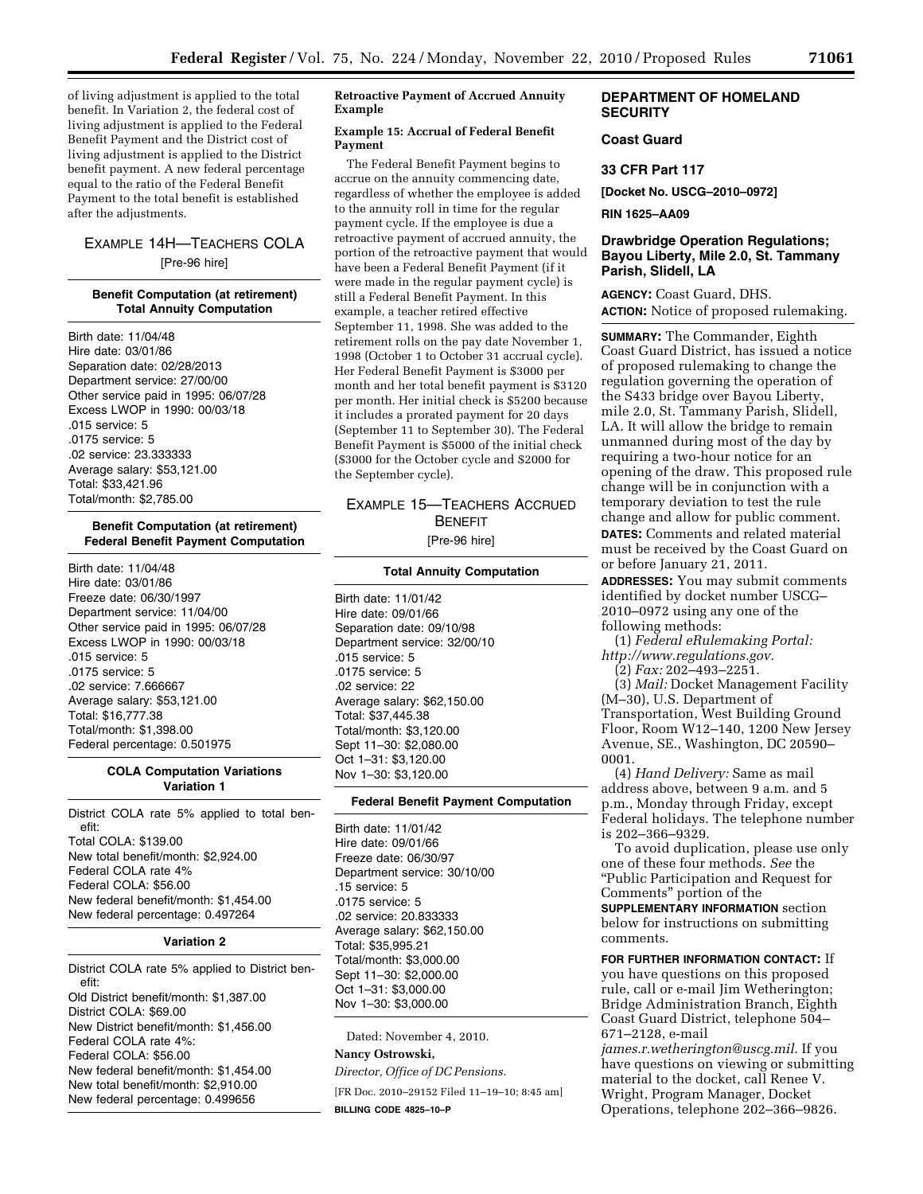of living adjustment is applied to the total benefit. In Variation 2, the federal cost of living adjustment is applied to the Federal Benefit Payment and the District cost of living adjustment is applied to the District benefit payment. A new federal percentage equal to the ratio of the Federal Benefit Payment to the total benefit is established after the adjustments.

### EXAMPLE 14H—TEACHERS COLA

[Pre-96 hire]

**Benefit Computation (at retirement) Total Annuity Computation**

Birth date: 11/04/48
Hire date: 03/01/86
Separation date: 02/28/2013
Department service: 27/00/00
Other service paid in 1995: 06/07/28
Excess LWOP in 1990: 00/03/18
.015 service: 5
.0175 service: 5
.02 service: 23.333333
Average salary: $53,121.00
Total: $33,421.96
Total/month: $2,785.00

**Benefit Computation (at retirement) Federal Benefit Payment Computation**

Birth date: 11/04/48
Hire date: 03/01/86
Freeze date: 06/30/1997
Department service: 11/04/00
Other service paid in 1995: 06/07/28
Excess LWOP in 1990: 00/03/18
.015 service: 5
.0175 service: 5
.02 service: 7.666667
Average salary: $53,121.00
Total: $16,777.38
Total/month: $1,398.00
Federal percentage: 0.501975

**COLA Computation Variations Variation 1**

District COLA rate 5% applied to total benefit:
Total COLA: $139.00
New total benefit/month: $2,924.00
Federal COLA rate 4%
Federal COLA: $56.00
New federal benefit/month: $1,454.00
New federal percentage: 0.497264

**Variation 2**

District COLA rate 5% applied to District benefit:
Old District benefit/month: $1,387.00
District COLA: $69.00
New District benefit/month: $1,456.00
Federal COLA rate 4%:
Federal COLA: $56.00
New federal benefit/month: $1,454.00
New total benefit/month: $2,910.00
New federal percentage: 0.499656

**Retroactive Payment of Accrued Annuity Example**

**Example 15: Accrual of Federal Benefit Payment**

The Federal Benefit Payment begins to accrue on the annuity commencing date, regardless of whether the employee is added to the annuity roll in time for the regular payment cycle. If the employee is due a retroactive payment of accrued annuity, the portion of the retroactive payment that would have been a Federal Benefit Payment (if it were made in the regular payment cycle) is still a Federal Benefit Payment. In this example, a teacher retired effective September 11, 1998. She was added to the retirement rolls on the pay date November 1, 1998 (October 1 to October 31 accrual cycle). Her Federal Benefit Payment is $3000 per month and her total benefit payment is $3120 per month. Her initial check is $5200 because it includes a prorated payment for 20 days (September 11 to September 30). The Federal Benefit Payment is $5000 of the initial check ($3000 for the October cycle and $2000 for the September cycle).

### EXAMPLE 15—TEACHERS ACCRUED BENEFIT

[Pre-96 hire]

**Total Annuity Computation**

Birth date: 11/01/42
Hire date: 09/01/66
Separation date: 09/10/98
Department service: 32/00/10
.015 service: 5
.0175 service: 5
.02 service: 22
Average salary: $62,150.00
Total: $37,445.38
Total/month: $3,120.00
Sept 11–30: $2,080.00
Oct 1–31: $3,120.00
Nov 1–30: $3,120.00

**Federal Benefit Payment Computation**

Birth date: 11/01/42
Hire date: 09/01/66
Freeze date: 06/30/97
Department service: 30/10/00
.15 service: 5
.0175 service: 5
.02 service: 20.833333
Average salary: $62,150.00
Total: $35,995.21
Total/month: $3,000.00
Sept 11–30: $2,000.00
Oct 1–31: $3,000.00
Nov 1–30: $3,000.00

Dated: November 4, 2010.

**Nancy Ostrowski,**

*Director, Office of DC Pensions.*

[FR Doc. 2010–29152 Filed 11–19–10; 8:45 am]

**BILLING CODE 4825–10–P**

## DEPARTMENT OF HOMELAND SECURITY

### Coast Guard

### 33 CFR Part 117

**[Docket No. USCG–2010–0972]**

**RIN 1625–AA09**

### Drawbridge Operation Regulations; Bayou Liberty, Mile 2.0, St. Tammany Parish, Slidell, LA

**AGENCY:** Coast Guard, DHS.

**ACTION:** Notice of proposed rulemaking.

**SUMMARY:** The Commander, Eighth Coast Guard District, has issued a notice of proposed rulemaking to change the regulation governing the operation of the S433 bridge over Bayou Liberty, mile 2.0, St. Tammany Parish, Slidell, LA. It will allow the bridge to remain unmanned during most of the day by requiring a two-hour notice for an opening of the draw. This proposed rule change will be in conjunction with a temporary deviation to test the rule change and allow for public comment.

**DATES:** Comments and related material must be received by the Coast Guard on or before January 21, 2011.

**ADDRESSES:** You may submit comments identified by docket number USCG–2010–0972 using any one of the following methods:

(1) *Federal eRulemaking Portal: http://www.regulations.gov.*

(2) *Fax:* 202–493–2251.

(3) *Mail:* Docket Management Facility (M–30), U.S. Department of Transportation, West Building Ground Floor, Room W12–140, 1200 New Jersey Avenue, SE., Washington, DC 20590–0001.

(4) *Hand Delivery:* Same as mail address above, between 9 a.m. and 5 p.m., Monday through Friday, except Federal holidays. The telephone number is 202–366–9329.

To avoid duplication, please use only one of these four methods. *See* the "Public Participation and Request for Comments" portion of the **SUPPLEMENTARY INFORMATION** section below for instructions on submitting comments.

**FOR FURTHER INFORMATION CONTACT:** If you have questions on this proposed rule, call or e-mail Jim Wetherington; Bridge Administration Branch, Eighth Coast Guard District, telephone 504–671–2128, e-mail *james.r.wetherington@uscg.mil.* If you have questions on viewing or submitting material to the docket, call Renee V. Wright, Program Manager, Docket Operations, telephone 202–366–9826.